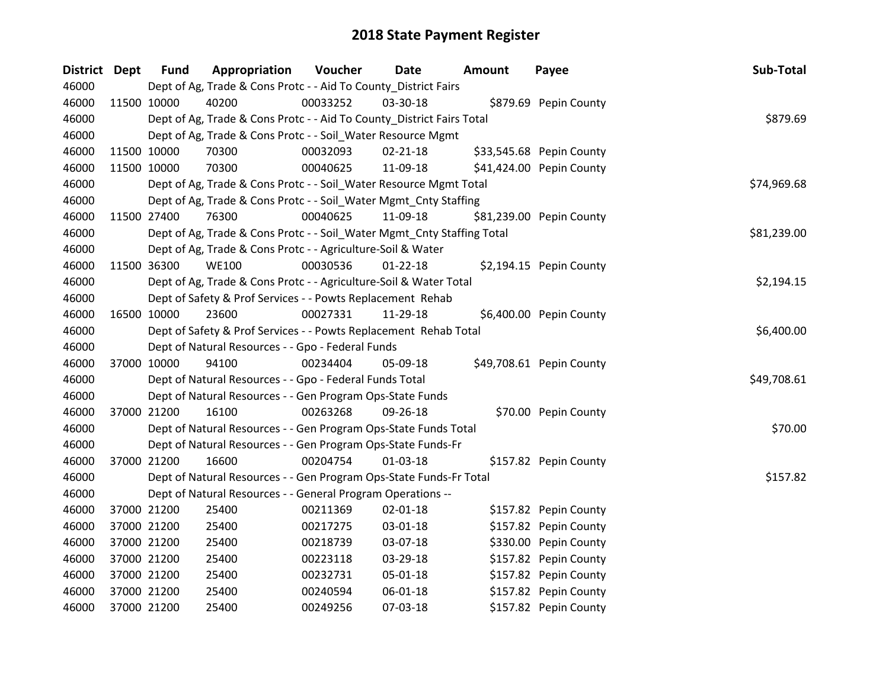# 2018 State Payment Register

| District | Dept | Fund | Appropriation | Voucher | Date | Amount | Payee | Sub-Total |
|---|---|---|---|---|---|---|---|---|
| 46000 | | Dept of Ag, Trade & Cons Protc - - Aid To County_District Fairs | | | | | | |
| 46000 | 11500 | 10000 | 40200 | 00033252 | 03-30-18 | $879.69 | Pepin County | |
| 46000 | | Dept of Ag, Trade & Cons Protc - - Aid To County_District Fairs Total | | | | | | $879.69 |
| 46000 | | Dept of Ag, Trade & Cons Protc - - Soil_Water Resource Mgmt | | | | | | |
| 46000 | 11500 | 10000 | 70300 | 00032093 | 02-21-18 | $33,545.68 | Pepin County | |
| 46000 | 11500 | 10000 | 70300 | 00040625 | 11-09-18 | $41,424.00 | Pepin County | |
| 46000 | | Dept of Ag, Trade & Cons Protc - - Soil_Water Resource Mgmt Total | | | | | | $74,969.68 |
| 46000 | | Dept of Ag, Trade & Cons Protc - - Soil_Water Mgmt_Cnty Staffing | | | | | | |
| 46000 | 11500 | 27400 | 76300 | 00040625 | 11-09-18 | $81,239.00 | Pepin County | |
| 46000 | | Dept of Ag, Trade & Cons Protc - - Soil_Water Mgmt_Cnty Staffing Total | | | | | | $81,239.00 |
| 46000 | | Dept of Ag, Trade & Cons Protc - - Agriculture-Soil & Water | | | | | | |
| 46000 | 11500 | 36300 | WE100 | 00030536 | 01-22-18 | $2,194.15 | Pepin County | |
| 46000 | | Dept of Ag, Trade & Cons Protc - - Agriculture-Soil & Water Total | | | | | | $2,194.15 |
| 46000 | | Dept of Safety & Prof Services - - Powts Replacement Rehab | | | | | | |
| 46000 | 16500 | 10000 | 23600 | 00027331 | 11-29-18 | $6,400.00 | Pepin County | |
| 46000 | | Dept of Safety & Prof Services - - Powts Replacement Rehab Total | | | | | | $6,400.00 |
| 46000 | | Dept of Natural Resources - - Gpo - Federal Funds | | | | | | |
| 46000 | 37000 | 10000 | 94100 | 00234404 | 05-09-18 | $49,708.61 | Pepin County | |
| 46000 | | Dept of Natural Resources - - Gpo - Federal Funds Total | | | | | | $49,708.61 |
| 46000 | | Dept of Natural Resources - - Gen Program Ops-State Funds | | | | | | |
| 46000 | 37000 | 21200 | 16100 | 00263268 | 09-26-18 | $70.00 | Pepin County | |
| 46000 | | Dept of Natural Resources - - Gen Program Ops-State Funds Total | | | | | | $70.00 |
| 46000 | | Dept of Natural Resources - - Gen Program Ops-State Funds-Fr | | | | | | |
| 46000 | 37000 | 21200 | 16600 | 00204754 | 01-03-18 | $157.82 | Pepin County | |
| 46000 | | Dept of Natural Resources - - Gen Program Ops-State Funds-Fr Total | | | | | | $157.82 |
| 46000 | | Dept of Natural Resources - - General Program Operations -- | | | | | | |
| 46000 | 37000 | 21200 | 25400 | 00211369 | 02-01-18 | $157.82 | Pepin County | |
| 46000 | 37000 | 21200 | 25400 | 00217275 | 03-01-18 | $157.82 | Pepin County | |
| 46000 | 37000 | 21200 | 25400 | 00218739 | 03-07-18 | $330.00 | Pepin County | |
| 46000 | 37000 | 21200 | 25400 | 00223118 | 03-29-18 | $157.82 | Pepin County | |
| 46000 | 37000 | 21200 | 25400 | 00232731 | 05-01-18 | $157.82 | Pepin County | |
| 46000 | 37000 | 21200 | 25400 | 00240594 | 06-01-18 | $157.82 | Pepin County | |
| 46000 | 37000 | 21200 | 25400 | 00249256 | 07-03-18 | $157.82 | Pepin County | |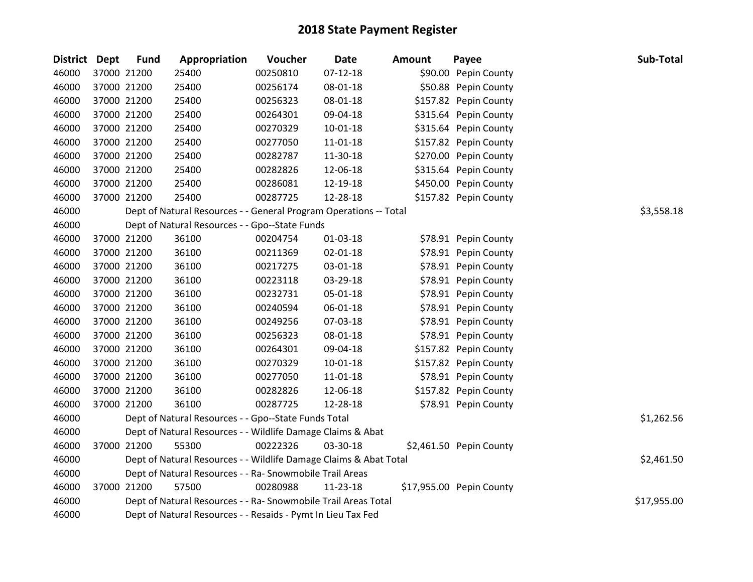# 2018 State Payment Register

| District | Dept | Fund | Appropriation | Voucher | Date | Amount | Payee | Sub-Total |
|---|---|---|---|---|---|---|---|---|
| 46000 | 37000 | 21200 | 25400 | 00250810 | 07-12-18 | $90.00 | Pepin County | |
| 46000 | 37000 | 21200 | 25400 | 00256174 | 08-01-18 | $50.88 | Pepin County | |
| 46000 | 37000 | 21200 | 25400 | 00256323 | 08-01-18 | $157.82 | Pepin County | |
| 46000 | 37000 | 21200 | 25400 | 00264301 | 09-04-18 | $315.64 | Pepin County | |
| 46000 | 37000 | 21200 | 25400 | 00270329 | 10-01-18 | $315.64 | Pepin County | |
| 46000 | 37000 | 21200 | 25400 | 00277050 | 11-01-18 | $157.82 | Pepin County | |
| 46000 | 37000 | 21200 | 25400 | 00282787 | 11-30-18 | $270.00 | Pepin County | |
| 46000 | 37000 | 21200 | 25400 | 00282826 | 12-06-18 | $315.64 | Pepin County | |
| 46000 | 37000 | 21200 | 25400 | 00286081 | 12-19-18 | $450.00 | Pepin County | |
| 46000 | 37000 | 21200 | 25400 | 00287725 | 12-28-18 | $157.82 | Pepin County | |
| 46000 | | Dept of Natural Resources - - General Program Operations -- Total | | | | | | $3,558.18 |
| 46000 | | Dept of Natural Resources - - Gpo--State Funds | | | | | | |
| 46000 | 37000 | 21200 | 36100 | 00204754 | 01-03-18 | $78.91 | Pepin County | |
| 46000 | 37000 | 21200 | 36100 | 00211369 | 02-01-18 | $78.91 | Pepin County | |
| 46000 | 37000 | 21200 | 36100 | 00217275 | 03-01-18 | $78.91 | Pepin County | |
| 46000 | 37000 | 21200 | 36100 | 00223118 | 03-29-18 | $78.91 | Pepin County | |
| 46000 | 37000 | 21200 | 36100 | 00232731 | 05-01-18 | $78.91 | Pepin County | |
| 46000 | 37000 | 21200 | 36100 | 00240594 | 06-01-18 | $78.91 | Pepin County | |
| 46000 | 37000 | 21200 | 36100 | 00249256 | 07-03-18 | $78.91 | Pepin County | |
| 46000 | 37000 | 21200 | 36100 | 00256323 | 08-01-18 | $78.91 | Pepin County | |
| 46000 | 37000 | 21200 | 36100 | 00264301 | 09-04-18 | $157.82 | Pepin County | |
| 46000 | 37000 | 21200 | 36100 | 00270329 | 10-01-18 | $157.82 | Pepin County | |
| 46000 | 37000 | 21200 | 36100 | 00277050 | 11-01-18 | $78.91 | Pepin County | |
| 46000 | 37000 | 21200 | 36100 | 00282826 | 12-06-18 | $157.82 | Pepin County | |
| 46000 | 37000 | 21200 | 36100 | 00287725 | 12-28-18 | $78.91 | Pepin County | |
| 46000 | | Dept of Natural Resources - - Gpo--State Funds Total | | | | | | $1,262.56 |
| 46000 | | Dept of Natural Resources - - Wildlife Damage Claims & Abat | | | | | | |
| 46000 | 37000 | 21200 | 55300 | 00222326 | 03-30-18 | $2,461.50 | Pepin County | |
| 46000 | | Dept of Natural Resources - - Wildlife Damage Claims & Abat Total | | | | | | $2,461.50 |
| 46000 | | Dept of Natural Resources - - Ra- Snowmobile Trail Areas | | | | | | |
| 46000 | 37000 | 21200 | 57500 | 00280988 | 11-23-18 | $17,955.00 | Pepin County | |
| 46000 | | Dept of Natural Resources - - Ra- Snowmobile Trail Areas Total | | | | | | $17,955.00 |
| 46000 | | Dept of Natural Resources - - Resaids - Pymt In Lieu Tax Fed | | | | | | |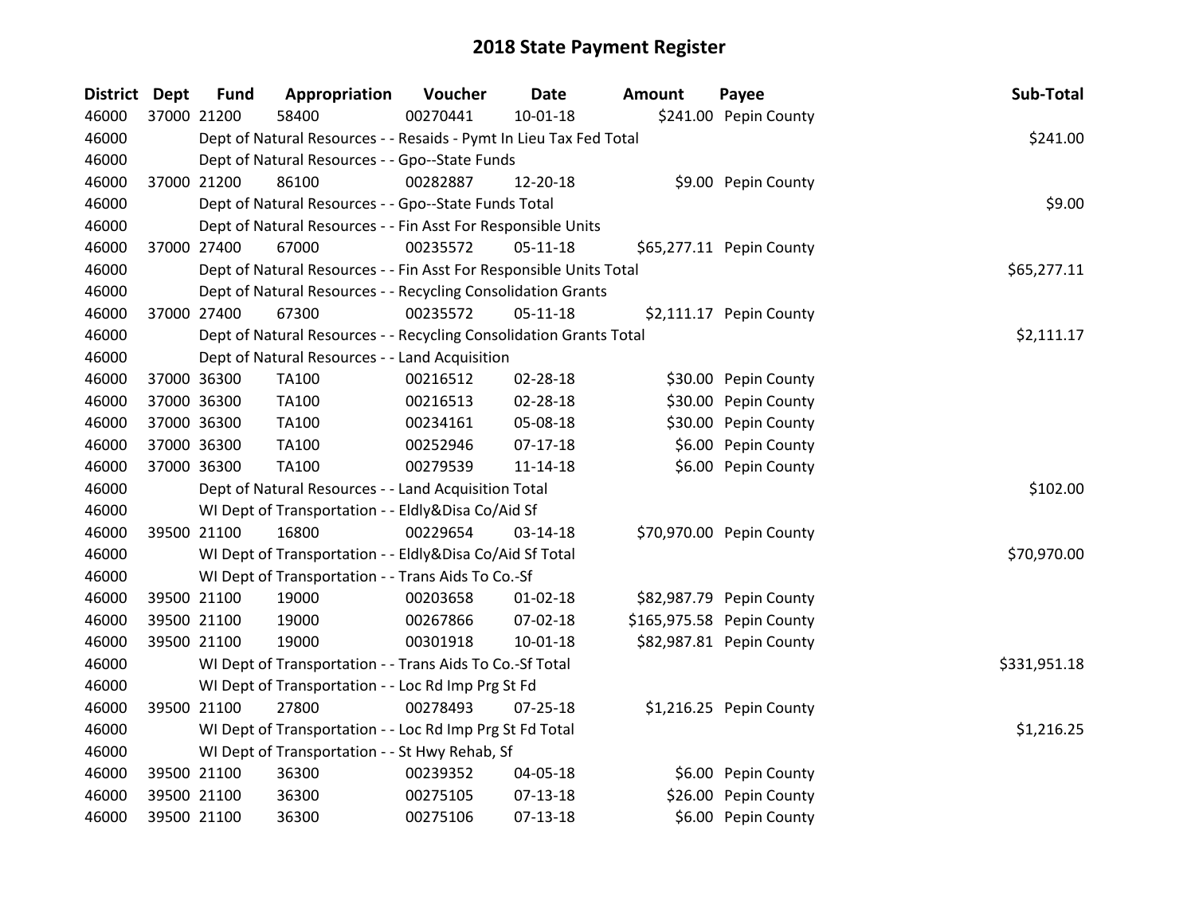# 2018 State Payment Register

| District | Dept | Fund | Appropriation | Voucher | Date | Amount | Payee | Sub-Total |
|---|---|---|---|---|---|---|---|---|
| 46000 | 37000 | 21200 | 58400 | 00270441 | 10-01-18 | $241.00 | Pepin County | |
| 46000 | | Dept of Natural Resources - - Resaids - Pymt In Lieu Tax Fed Total | | | | | | $241.00 |
| 46000 | | Dept of Natural Resources - - Gpo--State Funds | | | | | | |
| 46000 | 37000 | 21200 | 86100 | 00282887 | 12-20-18 | $9.00 | Pepin County | |
| 46000 | | Dept of Natural Resources - - Gpo--State Funds Total | | | | | | $9.00 |
| 46000 | | Dept of Natural Resources - - Fin Asst For Responsible Units | | | | | | |
| 46000 | 37000 | 27400 | 67000 | 00235572 | 05-11-18 | $65,277.11 | Pepin County | |
| 46000 | | Dept of Natural Resources - - Fin Asst For Responsible Units Total | | | | | | $65,277.11 |
| 46000 | | Dept of Natural Resources - - Recycling Consolidation Grants | | | | | | |
| 46000 | 37000 | 27400 | 67300 | 00235572 | 05-11-18 | $2,111.17 | Pepin County | |
| 46000 | | Dept of Natural Resources - - Recycling Consolidation Grants Total | | | | | | $2,111.17 |
| 46000 | | Dept of Natural Resources - - Land Acquisition | | | | | | |
| 46000 | 37000 | 36300 | TA100 | 00216512 | 02-28-18 | $30.00 | Pepin County | |
| 46000 | 37000 | 36300 | TA100 | 00216513 | 02-28-18 | $30.00 | Pepin County | |
| 46000 | 37000 | 36300 | TA100 | 00234161 | 05-08-18 | $30.00 | Pepin County | |
| 46000 | 37000 | 36300 | TA100 | 00252946 | 07-17-18 | $6.00 | Pepin County | |
| 46000 | 37000 | 36300 | TA100 | 00279539 | 11-14-18 | $6.00 | Pepin County | |
| 46000 | | Dept of Natural Resources - - Land Acquisition Total | | | | | | $102.00 |
| 46000 | | WI Dept of Transportation - - Eldly&Disa Co/Aid Sf | | | | | | |
| 46000 | 39500 | 21100 | 16800 | 00229654 | 03-14-18 | $70,970.00 | Pepin County | |
| 46000 | | WI Dept of Transportation - - Eldly&Disa Co/Aid Sf Total | | | | | | $70,970.00 |
| 46000 | | WI Dept of Transportation - - Trans Aids To Co.-Sf | | | | | | |
| 46000 | 39500 | 21100 | 19000 | 00203658 | 01-02-18 | $82,987.79 | Pepin County | |
| 46000 | 39500 | 21100 | 19000 | 00267866 | 07-02-18 | $165,975.58 | Pepin County | |
| 46000 | 39500 | 21100 | 19000 | 00301918 | 10-01-18 | $82,987.81 | Pepin County | |
| 46000 | | WI Dept of Transportation - - Trans Aids To Co.-Sf Total | | | | | | $331,951.18 |
| 46000 | | WI Dept of Transportation - - Loc Rd Imp Prg St Fd | | | | | | |
| 46000 | 39500 | 21100 | 27800 | 00278493 | 07-25-18 | $1,216.25 | Pepin County | |
| 46000 | | WI Dept of Transportation - - Loc Rd Imp Prg St Fd Total | | | | | | $1,216.25 |
| 46000 | | WI Dept of Transportation - - St Hwy Rehab, Sf | | | | | | |
| 46000 | 39500 | 21100 | 36300 | 00239352 | 04-05-18 | $6.00 | Pepin County | |
| 46000 | 39500 | 21100 | 36300 | 00275105 | 07-13-18 | $26.00 | Pepin County | |
| 46000 | 39500 | 21100 | 36300 | 00275106 | 07-13-18 | $6.00 | Pepin County | |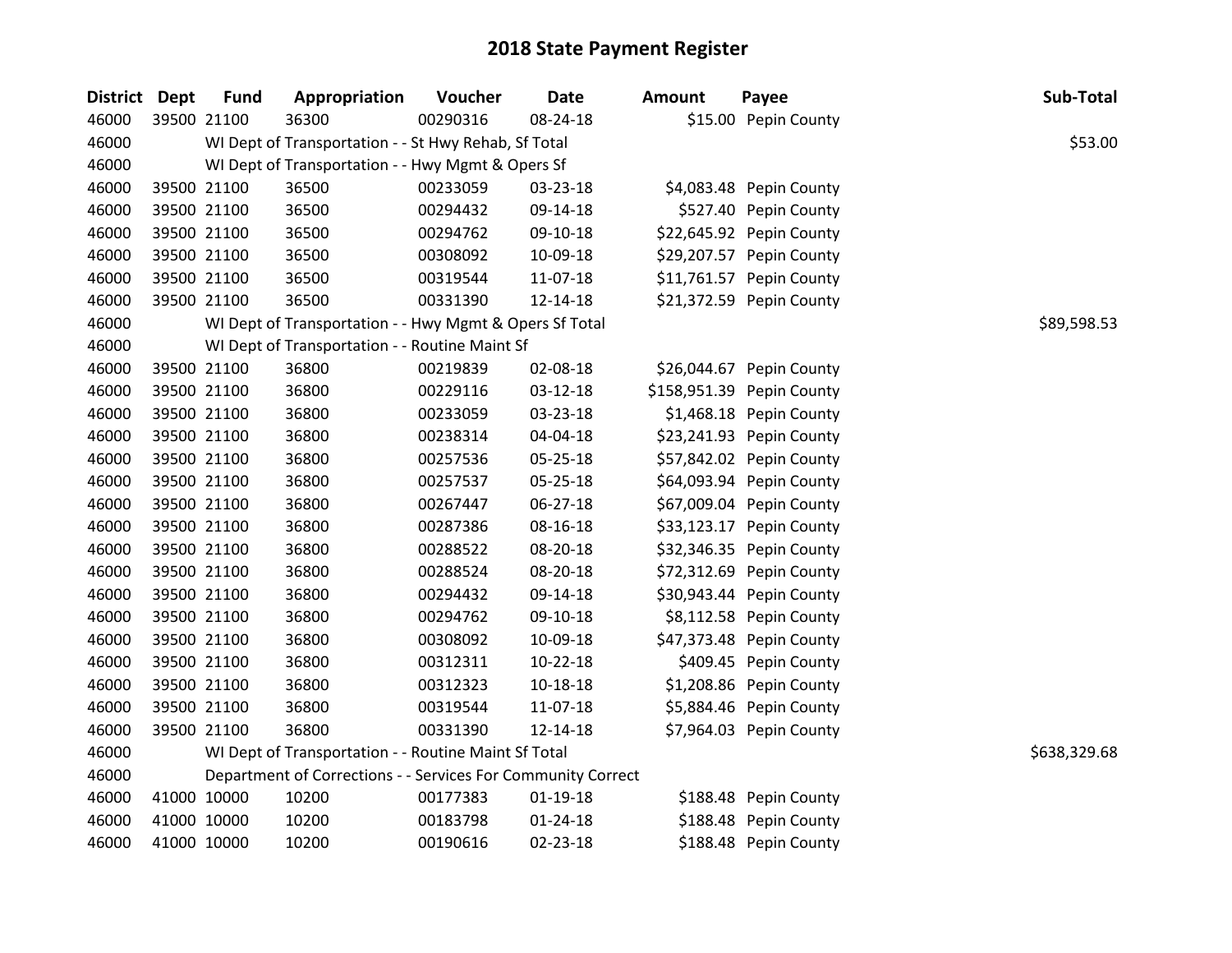# 2018 State Payment Register

| District | Dept | Fund | Appropriation | Voucher | Date | Amount | Payee | Sub-Total |
|---|---|---|---|---|---|---|---|---|
| 46000 | 39500 | 21100 | 36300 | 00290316 | 08-24-18 | $15.00 | Pepin County | |
| 46000 | | WI Dept of Transportation - - St Hwy Rehab, Sf Total | | | | | | $53.00 |
| 46000 | | WI Dept of Transportation - - Hwy Mgmt & Opers Sf | | | | | | |
| 46000 | 39500 | 21100 | 36500 | 00233059 | 03-23-18 | $4,083.48 | Pepin County | |
| 46000 | 39500 | 21100 | 36500 | 00294432 | 09-14-18 | $527.40 | Pepin County | |
| 46000 | 39500 | 21100 | 36500 | 00294762 | 09-10-18 | $22,645.92 | Pepin County | |
| 46000 | 39500 | 21100 | 36500 | 00308092 | 10-09-18 | $29,207.57 | Pepin County | |
| 46000 | 39500 | 21100 | 36500 | 00319544 | 11-07-18 | $11,761.57 | Pepin County | |
| 46000 | 39500 | 21100 | 36500 | 00331390 | 12-14-18 | $21,372.59 | Pepin County | |
| 46000 | | WI Dept of Transportation - - Hwy Mgmt & Opers Sf Total | | | | | | $89,598.53 |
| 46000 | | WI Dept of Transportation - - Routine Maint Sf | | | | | | |
| 46000 | 39500 | 21100 | 36800 | 00219839 | 02-08-18 | $26,044.67 | Pepin County | |
| 46000 | 39500 | 21100 | 36800 | 00229116 | 03-12-18 | $158,951.39 | Pepin County | |
| 46000 | 39500 | 21100 | 36800 | 00233059 | 03-23-18 | $1,468.18 | Pepin County | |
| 46000 | 39500 | 21100 | 36800 | 00238314 | 04-04-18 | $23,241.93 | Pepin County | |
| 46000 | 39500 | 21100 | 36800 | 00257536 | 05-25-18 | $57,842.02 | Pepin County | |
| 46000 | 39500 | 21100 | 36800 | 00257537 | 05-25-18 | $64,093.94 | Pepin County | |
| 46000 | 39500 | 21100 | 36800 | 00267447 | 06-27-18 | $67,009.04 | Pepin County | |
| 46000 | 39500 | 21100 | 36800 | 00287386 | 08-16-18 | $33,123.17 | Pepin County | |
| 46000 | 39500 | 21100 | 36800 | 00288522 | 08-20-18 | $32,346.35 | Pepin County | |
| 46000 | 39500 | 21100 | 36800 | 00288524 | 08-20-18 | $72,312.69 | Pepin County | |
| 46000 | 39500 | 21100 | 36800 | 00294432 | 09-14-18 | $30,943.44 | Pepin County | |
| 46000 | 39500 | 21100 | 36800 | 00294762 | 09-10-18 | $8,112.58 | Pepin County | |
| 46000 | 39500 | 21100 | 36800 | 00308092 | 10-09-18 | $47,373.48 | Pepin County | |
| 46000 | 39500 | 21100 | 36800 | 00312311 | 10-22-18 | $409.45 | Pepin County | |
| 46000 | 39500 | 21100 | 36800 | 00312323 | 10-18-18 | $1,208.86 | Pepin County | |
| 46000 | 39500 | 21100 | 36800 | 00319544 | 11-07-18 | $5,884.46 | Pepin County | |
| 46000 | 39500 | 21100 | 36800 | 00331390 | 12-14-18 | $7,964.03 | Pepin County | |
| 46000 | | WI Dept of Transportation - - Routine Maint Sf Total | | | | | | $638,329.68 |
| 46000 | | Department of Corrections - - Services For Community Correct | | | | | | |
| 46000 | 41000 | 10000 | 10200 | 00177383 | 01-19-18 | $188.48 | Pepin County | |
| 46000 | 41000 | 10000 | 10200 | 00183798 | 01-24-18 | $188.48 | Pepin County | |
| 46000 | 41000 | 10000 | 10200 | 00190616 | 02-23-18 | $188.48 | Pepin County | |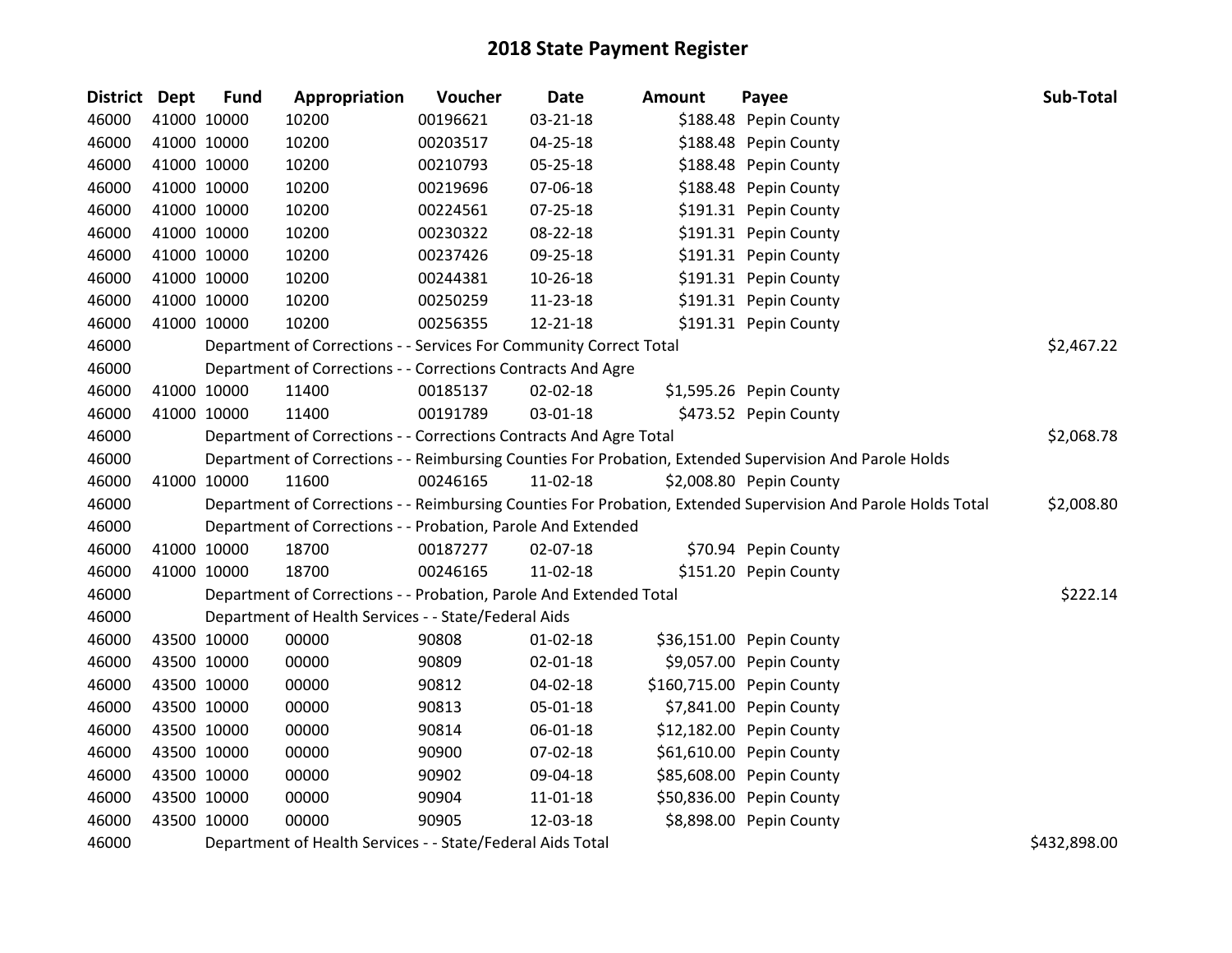# 2018 State Payment Register

| District | Dept | Fund | Appropriation | Voucher | Date | Amount | Payee | Sub-Total |
|---|---|---|---|---|---|---|---|---|
| 46000 | 41000 | 10000 | 10200 | 00196621 | 03-21-18 | $188.48 | Pepin County | |
| 46000 | 41000 | 10000 | 10200 | 00203517 | 04-25-18 | $188.48 | Pepin County | |
| 46000 | 41000 | 10000 | 10200 | 00210793 | 05-25-18 | $188.48 | Pepin County | |
| 46000 | 41000 | 10000 | 10200 | 00219696 | 07-06-18 | $188.48 | Pepin County | |
| 46000 | 41000 | 10000 | 10200 | 00224561 | 07-25-18 | $191.31 | Pepin County | |
| 46000 | 41000 | 10000 | 10200 | 00230322 | 08-22-18 | $191.31 | Pepin County | |
| 46000 | 41000 | 10000 | 10200 | 00237426 | 09-25-18 | $191.31 | Pepin County | |
| 46000 | 41000 | 10000 | 10200 | 00244381 | 10-26-18 | $191.31 | Pepin County | |
| 46000 | 41000 | 10000 | 10200 | 00250259 | 11-23-18 | $191.31 | Pepin County | |
| 46000 | 41000 | 10000 | 10200 | 00256355 | 12-21-18 | $191.31 | Pepin County | |
| 46000 | | | Department of Corrections - - Services For Community Correct Total | | | | | $2,467.22 |
| 46000 | | | Department of Corrections - - Corrections Contracts And Agre | | | | | |
| 46000 | 41000 | 10000 | 11400 | 00185137 | 02-02-18 | $1,595.26 | Pepin County | |
| 46000 | 41000 | 10000 | 11400 | 00191789 | 03-01-18 | $473.52 | Pepin County | |
| 46000 | | | Department of Corrections - - Corrections Contracts And Agre Total | | | | | $2,068.78 |
| 46000 | | | Department of Corrections - - Reimbursing Counties For Probation, Extended Supervision And Parole Holds | | | | | |
| 46000 | 41000 | 10000 | 11600 | 00246165 | 11-02-18 | $2,008.80 | Pepin County | |
| 46000 | | | Department of Corrections - - Reimbursing Counties For Probation, Extended Supervision And Parole Holds Total | | | | | $2,008.80 |
| 46000 | | | Department of Corrections - - Probation, Parole And Extended | | | | | |
| 46000 | 41000 | 10000 | 18700 | 00187277 | 02-07-18 | $70.94 | Pepin County | |
| 46000 | 41000 | 10000 | 18700 | 00246165 | 11-02-18 | $151.20 | Pepin County | |
| 46000 | | | Department of Corrections - - Probation, Parole And Extended Total | | | | | $222.14 |
| 46000 | | | Department of Health Services - - State/Federal Aids | | | | | |
| 46000 | 43500 | 10000 | 00000 | 90808 | 01-02-18 | $36,151.00 | Pepin County | |
| 46000 | 43500 | 10000 | 00000 | 90809 | 02-01-18 | $9,057.00 | Pepin County | |
| 46000 | 43500 | 10000 | 00000 | 90812 | 04-02-18 | $160,715.00 | Pepin County | |
| 46000 | 43500 | 10000 | 00000 | 90813 | 05-01-18 | $7,841.00 | Pepin County | |
| 46000 | 43500 | 10000 | 00000 | 90814 | 06-01-18 | $12,182.00 | Pepin County | |
| 46000 | 43500 | 10000 | 00000 | 90900 | 07-02-18 | $61,610.00 | Pepin County | |
| 46000 | 43500 | 10000 | 00000 | 90902 | 09-04-18 | $85,608.00 | Pepin County | |
| 46000 | 43500 | 10000 | 00000 | 90904 | 11-01-18 | $50,836.00 | Pepin County | |
| 46000 | 43500 | 10000 | 00000 | 90905 | 12-03-18 | $8,898.00 | Pepin County | |
| 46000 | | | Department of Health Services - - State/Federal Aids Total | | | | | $432,898.00 |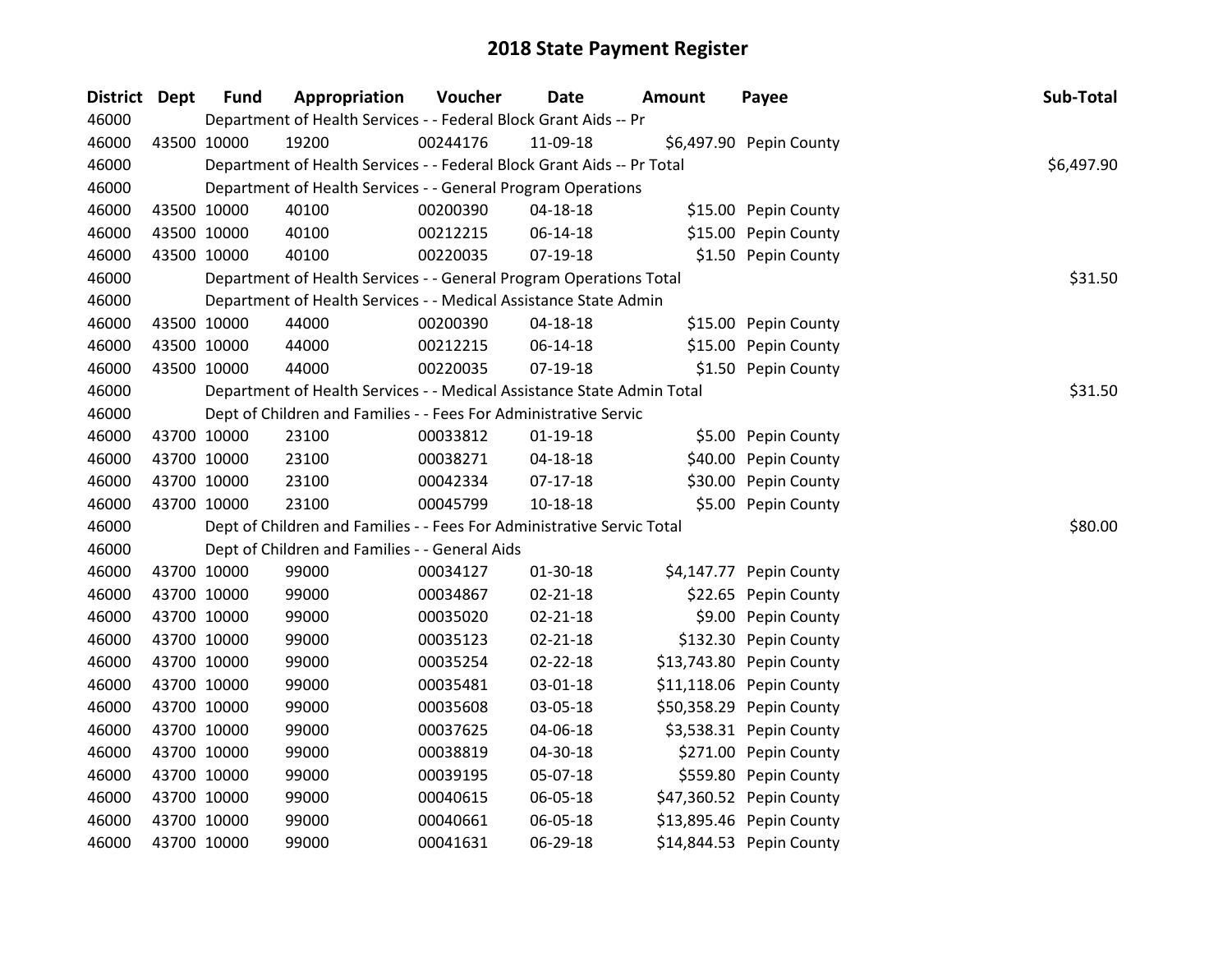# 2018 State Payment Register

| District | Dept | Fund | Appropriation | Voucher | Date | Amount | Payee | Sub-Total |
|---|---|---|---|---|---|---|---|---|
| 46000 | | Department of Health Services - - Federal Block Grant Aids -- Pr | | | | | | |
| 46000 | 43500 | 10000 | 19200 | 00244176 | 11-09-18 | $6,497.90 | Pepin County | |
| 46000 | | Department of Health Services - - Federal Block Grant Aids -- Pr Total | | | | | | $6,497.90 |
| 46000 | | Department of Health Services - - General Program Operations | | | | | | |
| 46000 | 43500 | 10000 | 40100 | 00200390 | 04-18-18 | $15.00 | Pepin County | |
| 46000 | 43500 | 10000 | 40100 | 00212215 | 06-14-18 | $15.00 | Pepin County | |
| 46000 | 43500 | 10000 | 40100 | 00220035 | 07-19-18 | $1.50 | Pepin County | |
| 46000 | | Department of Health Services - - General Program Operations Total | | | | | | $31.50 |
| 46000 | | Department of Health Services - - Medical Assistance State Admin | | | | | | |
| 46000 | 43500 | 10000 | 44000 | 00200390 | 04-18-18 | $15.00 | Pepin County | |
| 46000 | 43500 | 10000 | 44000 | 00212215 | 06-14-18 | $15.00 | Pepin County | |
| 46000 | 43500 | 10000 | 44000 | 00220035 | 07-19-18 | $1.50 | Pepin County | |
| 46000 | | Department of Health Services - - Medical Assistance State Admin Total | | | | | | $31.50 |
| 46000 | | Dept of Children and Families - - Fees For Administrative Servic | | | | | | |
| 46000 | 43700 | 10000 | 23100 | 00033812 | 01-19-18 | $5.00 | Pepin County | |
| 46000 | 43700 | 10000 | 23100 | 00038271 | 04-18-18 | $40.00 | Pepin County | |
| 46000 | 43700 | 10000 | 23100 | 00042334 | 07-17-18 | $30.00 | Pepin County | |
| 46000 | 43700 | 10000 | 23100 | 00045799 | 10-18-18 | $5.00 | Pepin County | |
| 46000 | | Dept of Children and Families - - Fees For Administrative Servic Total | | | | | | $80.00 |
| 46000 | | Dept of Children and Families - - General Aids | | | | | | |
| 46000 | 43700 | 10000 | 99000 | 00034127 | 01-30-18 | $4,147.77 | Pepin County | |
| 46000 | 43700 | 10000 | 99000 | 00034867 | 02-21-18 | $22.65 | Pepin County | |
| 46000 | 43700 | 10000 | 99000 | 00035020 | 02-21-18 | $9.00 | Pepin County | |
| 46000 | 43700 | 10000 | 99000 | 00035123 | 02-21-18 | $132.30 | Pepin County | |
| 46000 | 43700 | 10000 | 99000 | 00035254 | 02-22-18 | $13,743.80 | Pepin County | |
| 46000 | 43700 | 10000 | 99000 | 00035481 | 03-01-18 | $11,118.06 | Pepin County | |
| 46000 | 43700 | 10000 | 99000 | 00035608 | 03-05-18 | $50,358.29 | Pepin County | |
| 46000 | 43700 | 10000 | 99000 | 00037625 | 04-06-18 | $3,538.31 | Pepin County | |
| 46000 | 43700 | 10000 | 99000 | 00038819 | 04-30-18 | $271.00 | Pepin County | |
| 46000 | 43700 | 10000 | 99000 | 00039195 | 05-07-18 | $559.80 | Pepin County | |
| 46000 | 43700 | 10000 | 99000 | 00040615 | 06-05-18 | $47,360.52 | Pepin County | |
| 46000 | 43700 | 10000 | 99000 | 00040661 | 06-05-18 | $13,895.46 | Pepin County | |
| 46000 | 43700 | 10000 | 99000 | 00041631 | 06-29-18 | $14,844.53 | Pepin County | |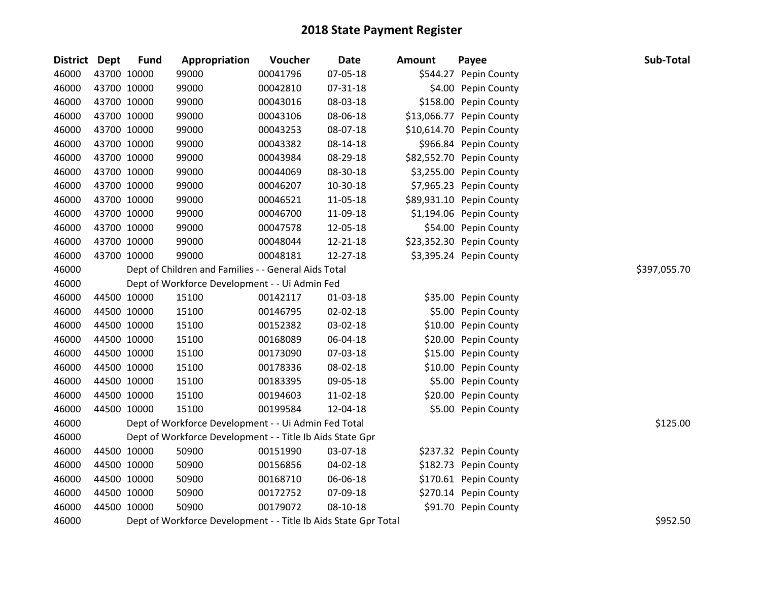# 2018 State Payment Register

| District | Dept | Fund | Appropriation | Voucher | Date | Amount | Payee | Sub-Total |
|---|---|---|---|---|---|---|---|---|
| 46000 | 43700 | 10000 | 99000 | 00041796 | 07-05-18 | $544.27 | Pepin County | |
| 46000 | 43700 | 10000 | 99000 | 00042810 | 07-31-18 | $4.00 | Pepin County | |
| 46000 | 43700 | 10000 | 99000 | 00043016 | 08-03-18 | $158.00 | Pepin County | |
| 46000 | 43700 | 10000 | 99000 | 00043106 | 08-06-18 | $13,066.77 | Pepin County | |
| 46000 | 43700 | 10000 | 99000 | 00043253 | 08-07-18 | $10,614.70 | Pepin County | |
| 46000 | 43700 | 10000 | 99000 | 00043382 | 08-14-18 | $966.84 | Pepin County | |
| 46000 | 43700 | 10000 | 99000 | 00043984 | 08-29-18 | $82,552.70 | Pepin County | |
| 46000 | 43700 | 10000 | 99000 | 00044069 | 08-30-18 | $3,255.00 | Pepin County | |
| 46000 | 43700 | 10000 | 99000 | 00046207 | 10-30-18 | $7,965.23 | Pepin County | |
| 46000 | 43700 | 10000 | 99000 | 00046521 | 11-05-18 | $89,931.10 | Pepin County | |
| 46000 | 43700 | 10000 | 99000 | 00046700 | 11-09-18 | $1,194.06 | Pepin County | |
| 46000 | 43700 | 10000 | 99000 | 00047578 | 12-05-18 | $54.00 | Pepin County | |
| 46000 | 43700 | 10000 | 99000 | 00048044 | 12-21-18 | $23,352.30 | Pepin County | |
| 46000 | 43700 | 10000 | 99000 | 00048181 | 12-27-18 | $3,395.24 | Pepin County | |
| 46000 | | Dept of Children and Families - - General Aids Total | | | | | | $397,055.70 |
| 46000 | | Dept of Workforce Development - - Ui Admin Fed | | | | | | |
| 46000 | 44500 | 10000 | 15100 | 00142117 | 01-03-18 | $35.00 | Pepin County | |
| 46000 | 44500 | 10000 | 15100 | 00146795 | 02-02-18 | $5.00 | Pepin County | |
| 46000 | 44500 | 10000 | 15100 | 00152382 | 03-02-18 | $10.00 | Pepin County | |
| 46000 | 44500 | 10000 | 15100 | 00168089 | 06-04-18 | $20.00 | Pepin County | |
| 46000 | 44500 | 10000 | 15100 | 00173090 | 07-03-18 | $15.00 | Pepin County | |
| 46000 | 44500 | 10000 | 15100 | 00178336 | 08-02-18 | $10.00 | Pepin County | |
| 46000 | 44500 | 10000 | 15100 | 00183395 | 09-05-18 | $5.00 | Pepin County | |
| 46000 | 44500 | 10000 | 15100 | 00194603 | 11-02-18 | $20.00 | Pepin County | |
| 46000 | 44500 | 10000 | 15100 | 00199584 | 12-04-18 | $5.00 | Pepin County | |
| 46000 | | Dept of Workforce Development - - Ui Admin Fed Total | | | | | | $125.00 |
| 46000 | | Dept of Workforce Development - - Title Ib Aids State Gpr | | | | | | |
| 46000 | 44500 | 10000 | 50900 | 00151990 | 03-07-18 | $237.32 | Pepin County | |
| 46000 | 44500 | 10000 | 50900 | 00156856 | 04-02-18 | $182.73 | Pepin County | |
| 46000 | 44500 | 10000 | 50900 | 00168710 | 06-06-18 | $170.61 | Pepin County | |
| 46000 | 44500 | 10000 | 50900 | 00172752 | 07-09-18 | $270.14 | Pepin County | |
| 46000 | 44500 | 10000 | 50900 | 00179072 | 08-10-18 | $91.70 | Pepin County | |
| 46000 | | Dept of Workforce Development - - Title Ib Aids State Gpr Total | | | | | | $952.50 |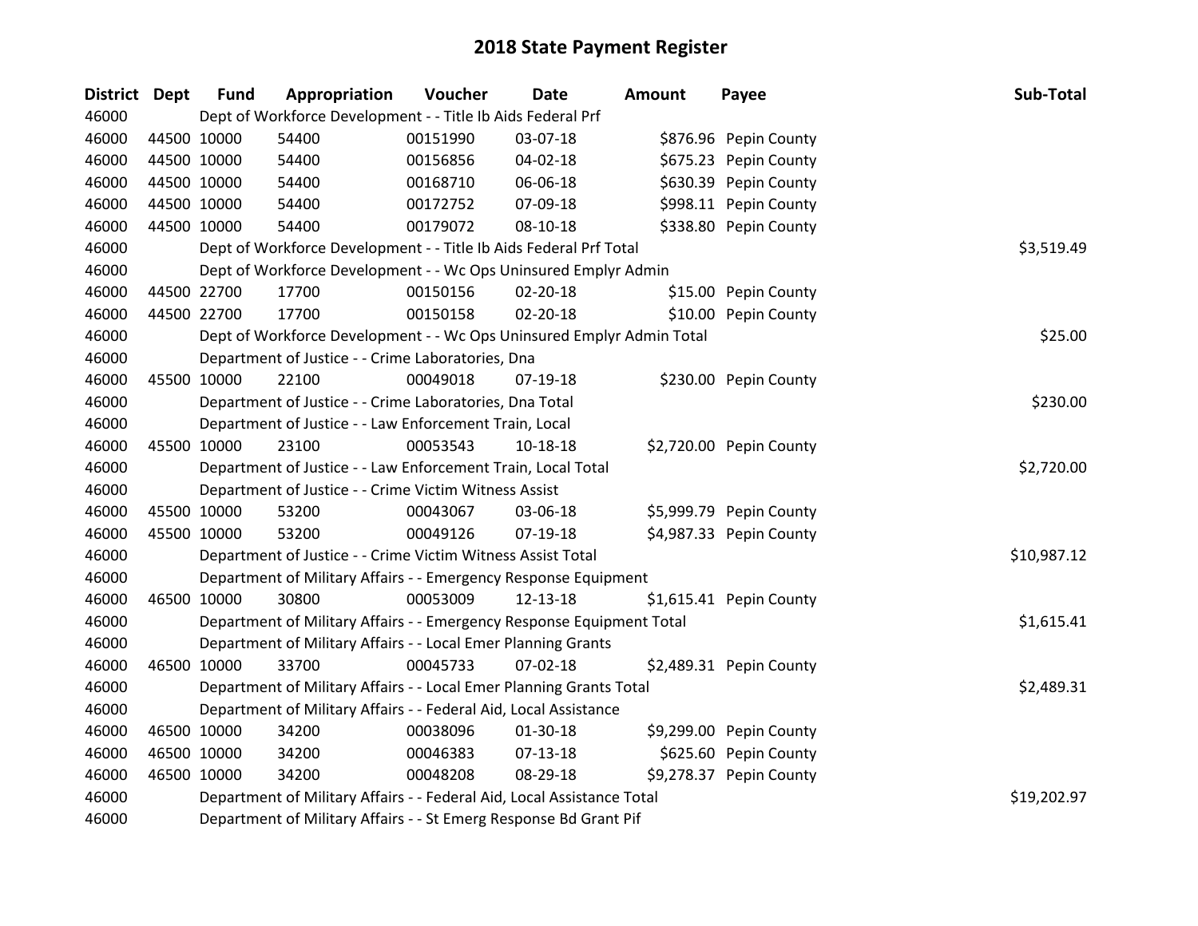# 2018 State Payment Register

| District | Dept | Fund | Appropriation | Voucher | Date | Amount | Payee | Sub-Total |
|---|---|---|---|---|---|---|---|---|
| 46000 | Dept of Workforce Development - - Title Ib Aids Federal Prf | | | | | | | |
| 46000 | 44500 | 10000 | 54400 | 00151990 | 03-07-18 | $876.96 | Pepin County | |
| 46000 | 44500 | 10000 | 54400 | 00156856 | 04-02-18 | $675.23 | Pepin County | |
| 46000 | 44500 | 10000 | 54400 | 00168710 | 06-06-18 | $630.39 | Pepin County | |
| 46000 | 44500 | 10000 | 54400 | 00172752 | 07-09-18 | $998.11 | Pepin County | |
| 46000 | 44500 | 10000 | 54400 | 00179072 | 08-10-18 | $338.80 | Pepin County | |
| 46000 | Dept of Workforce Development - - Title Ib Aids Federal Prf Total | | | | | | | $3,519.49 |
| 46000 | Dept of Workforce Development - - Wc Ops Uninsured Emplyr Admin | | | | | | | |
| 46000 | 44500 | 22700 | 17700 | 00150156 | 02-20-18 | $15.00 | Pepin County | |
| 46000 | 44500 | 22700 | 17700 | 00150158 | 02-20-18 | $10.00 | Pepin County | |
| 46000 | Dept of Workforce Development - - Wc Ops Uninsured Emplyr Admin Total | | | | | | | $25.00 |
| 46000 | Department of Justice - - Crime Laboratories, Dna | | | | | | | |
| 46000 | 45500 | 10000 | 22100 | 00049018 | 07-19-18 | $230.00 | Pepin County | |
| 46000 | Department of Justice - - Crime Laboratories, Dna Total | | | | | | | $230.00 |
| 46000 | Department of Justice - - Law Enforcement Train, Local | | | | | | | |
| 46000 | 45500 | 10000 | 23100 | 00053543 | 10-18-18 | $2,720.00 | Pepin County | |
| 46000 | Department of Justice - - Law Enforcement Train, Local Total | | | | | | | $2,720.00 |
| 46000 | Department of Justice - - Crime Victim Witness Assist | | | | | | | |
| 46000 | 45500 | 10000 | 53200 | 00043067 | 03-06-18 | $5,999.79 | Pepin County | |
| 46000 | 45500 | 10000 | 53200 | 00049126 | 07-19-18 | $4,987.33 | Pepin County | |
| 46000 | Department of Justice - - Crime Victim Witness Assist Total | | | | | | | $10,987.12 |
| 46000 | Department of Military Affairs - - Emergency Response Equipment | | | | | | | |
| 46000 | 46500 | 10000 | 30800 | 00053009 | 12-13-18 | $1,615.41 | Pepin County | |
| 46000 | Department of Military Affairs - - Emergency Response Equipment Total | | | | | | | $1,615.41 |
| 46000 | Department of Military Affairs - - Local Emer Planning Grants | | | | | | | |
| 46000 | 46500 | 10000 | 33700 | 00045733 | 07-02-18 | $2,489.31 | Pepin County | |
| 46000 | Department of Military Affairs - - Local Emer Planning Grants Total | | | | | | | $2,489.31 |
| 46000 | Department of Military Affairs - - Federal Aid, Local Assistance | | | | | | | |
| 46000 | 46500 | 10000 | 34200 | 00038096 | 01-30-18 | $9,299.00 | Pepin County | |
| 46000 | 46500 | 10000 | 34200 | 00046383 | 07-13-18 | $625.60 | Pepin County | |
| 46000 | 46500 | 10000 | 34200 | 00048208 | 08-29-18 | $9,278.37 | Pepin County | |
| 46000 | Department of Military Affairs - - Federal Aid, Local Assistance Total | | | | | | | $19,202.97 |
| 46000 | Department of Military Affairs - - St Emerg Response Bd Grant Pif | | | | | | | |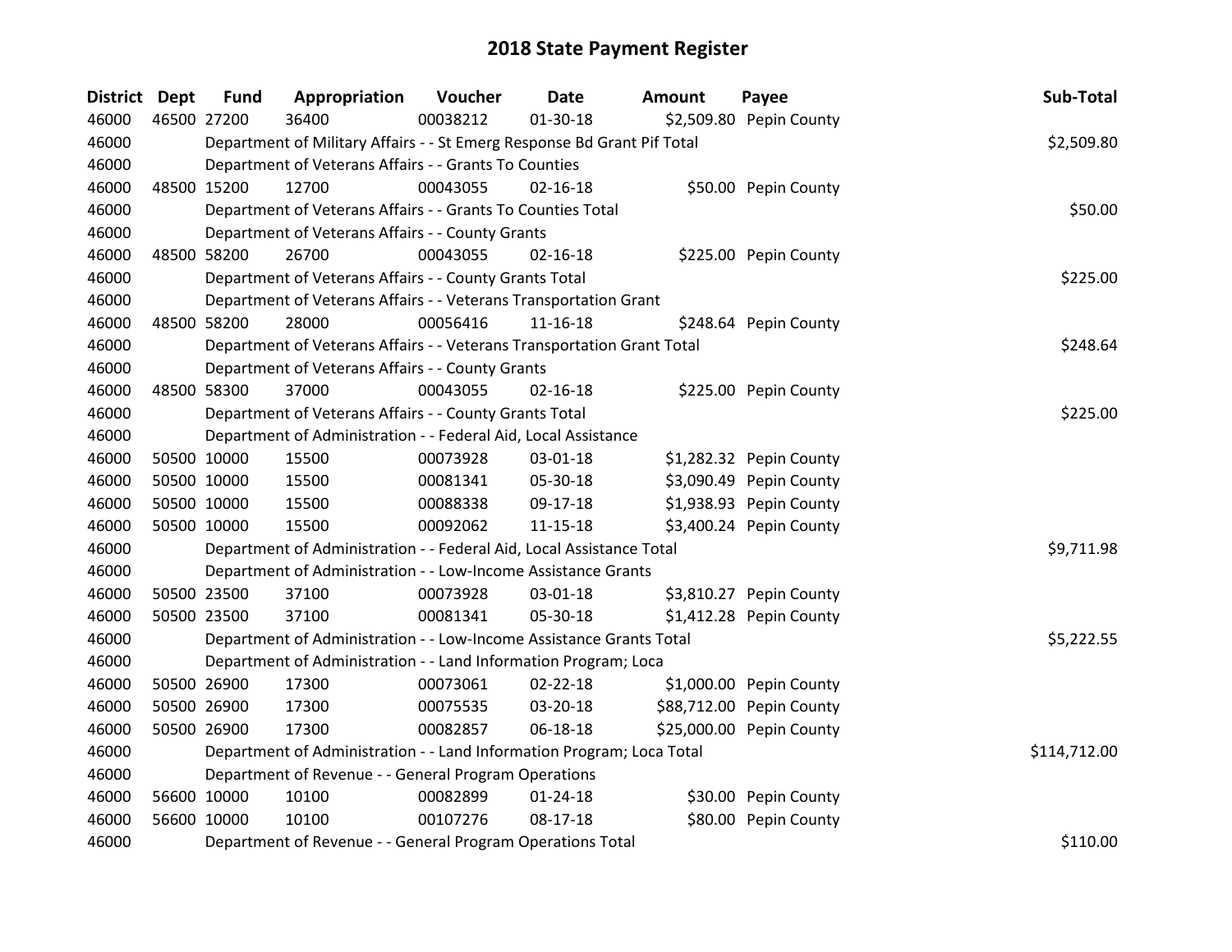# 2018 State Payment Register

| District | Dept | Fund | Appropriation | Voucher | Date | Amount | Payee | Sub-Total |
|---|---|---|---|---|---|---|---|---|
| 46000 | 46500 | 27200 | 36400 | 00038212 | 01-30-18 | $2,509.80 | Pepin County | |
| 46000 | | Department of Military Affairs - - St Emerg Response Bd Grant Pif Total | | | | | | $2,509.80 |
| 46000 | | Department of Veterans Affairs - - Grants To Counties | | | | | | |
| 46000 | 48500 | 15200 | 12700 | 00043055 | 02-16-18 | $50.00 | Pepin County | |
| 46000 | | Department of Veterans Affairs - - Grants To Counties Total | | | | | | $50.00 |
| 46000 | | Department of Veterans Affairs - - County Grants | | | | | | |
| 46000 | 48500 | 58200 | 26700 | 00043055 | 02-16-18 | $225.00 | Pepin County | |
| 46000 | | Department of Veterans Affairs - - County Grants Total | | | | | | $225.00 |
| 46000 | | Department of Veterans Affairs - - Veterans Transportation Grant | | | | | | |
| 46000 | 48500 | 58200 | 28000 | 00056416 | 11-16-18 | $248.64 | Pepin County | |
| 46000 | | Department of Veterans Affairs - - Veterans Transportation Grant Total | | | | | | $248.64 |
| 46000 | | Department of Veterans Affairs - - County Grants | | | | | | |
| 46000 | 48500 | 58300 | 37000 | 00043055 | 02-16-18 | $225.00 | Pepin County | |
| 46000 | | Department of Veterans Affairs - - County Grants Total | | | | | | $225.00 |
| 46000 | | Department of Administration - - Federal Aid, Local Assistance | | | | | | |
| 46000 | 50500 | 10000 | 15500 | 00073928 | 03-01-18 | $1,282.32 | Pepin County | |
| 46000 | 50500 | 10000 | 15500 | 00081341 | 05-30-18 | $3,090.49 | Pepin County | |
| 46000 | 50500 | 10000 | 15500 | 00088338 | 09-17-18 | $1,938.93 | Pepin County | |
| 46000 | 50500 | 10000 | 15500 | 00092062 | 11-15-18 | $3,400.24 | Pepin County | |
| 46000 | | Department of Administration - - Federal Aid, Local Assistance Total | | | | | | $9,711.98 |
| 46000 | | Department of Administration - - Low-Income Assistance Grants | | | | | | |
| 46000 | 50500 | 23500 | 37100 | 00073928 | 03-01-18 | $3,810.27 | Pepin County | |
| 46000 | 50500 | 23500 | 37100 | 00081341 | 05-30-18 | $1,412.28 | Pepin County | |
| 46000 | | Department of Administration - - Low-Income Assistance Grants Total | | | | | | $5,222.55 |
| 46000 | | Department of Administration - - Land Information Program; Loca | | | | | | |
| 46000 | 50500 | 26900 | 17300 | 00073061 | 02-22-18 | $1,000.00 | Pepin County | |
| 46000 | 50500 | 26900 | 17300 | 00075535 | 03-20-18 | $88,712.00 | Pepin County | |
| 46000 | 50500 | 26900 | 17300 | 00082857 | 06-18-18 | $25,000.00 | Pepin County | |
| 46000 | | Department of Administration - - Land Information Program; Loca Total | | | | | | $114,712.00 |
| 46000 | | Department of Revenue - - General Program Operations | | | | | | |
| 46000 | 56600 | 10000 | 10100 | 00082899 | 01-24-18 | $30.00 | Pepin County | |
| 46000 | 56600 | 10000 | 10100 | 00107276 | 08-17-18 | $80.00 | Pepin County | |
| 46000 | | Department of Revenue - - General Program Operations Total | | | | | | $110.00 |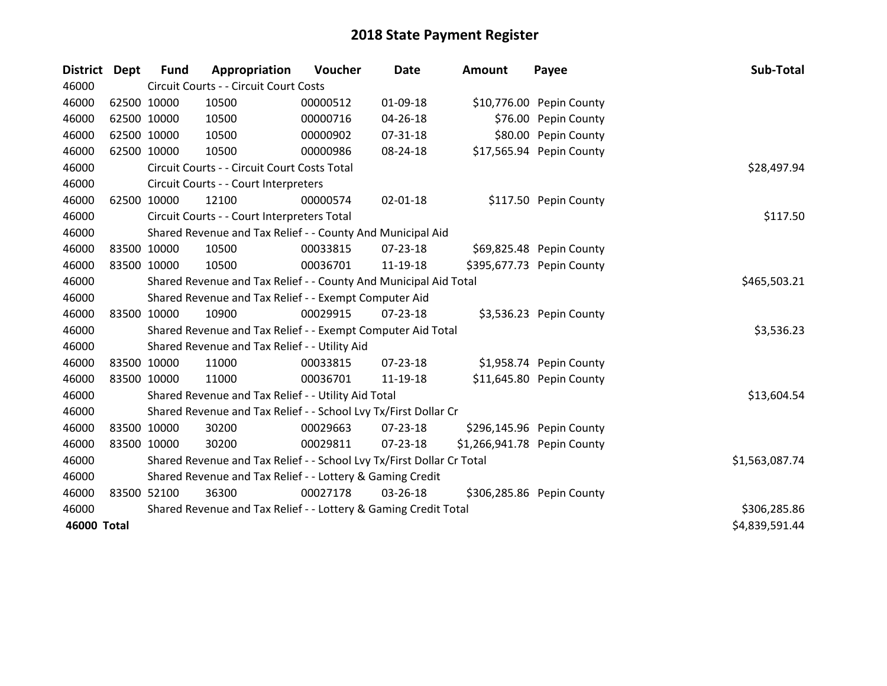# 2018 State Payment Register

| District | Dept | Fund | Appropriation | Voucher | Date | Amount | Payee | Sub-Total |
|---|---|---|---|---|---|---|---|---|
| 46000 | | Circuit Courts - - Circuit Court Costs | | | | | | |
| 46000 | 62500 | 10000 | 10500 | 00000512 | 01-09-18 | $10,776.00 | Pepin County | |
| 46000 | 62500 | 10000 | 10500 | 00000716 | 04-26-18 | $76.00 | Pepin County | |
| 46000 | 62500 | 10000 | 10500 | 00000902 | 07-31-18 | $80.00 | Pepin County | |
| 46000 | 62500 | 10000 | 10500 | 00000986 | 08-24-18 | $17,565.94 | Pepin County | |
| 46000 | | Circuit Courts - - Circuit Court Costs Total | | | | | | $28,497.94 |
| 46000 | | Circuit Courts - - Court Interpreters | | | | | | |
| 46000 | 62500 | 10000 | 12100 | 00000574 | 02-01-18 | $117.50 | Pepin County | |
| 46000 | | Circuit Courts - - Court Interpreters Total | | | | | | $117.50 |
| 46000 | | Shared Revenue and Tax Relief - - County And Municipal Aid | | | | | | |
| 46000 | 83500 | 10000 | 10500 | 00033815 | 07-23-18 | $69,825.48 | Pepin County | |
| 46000 | 83500 | 10000 | 10500 | 00036701 | 11-19-18 | $395,677.73 | Pepin County | |
| 46000 | | Shared Revenue and Tax Relief - - County And Municipal Aid Total | | | | | | $465,503.21 |
| 46000 | | Shared Revenue and Tax Relief - - Exempt Computer Aid | | | | | | |
| 46000 | 83500 | 10000 | 10900 | 00029915 | 07-23-18 | $3,536.23 | Pepin County | |
| 46000 | | Shared Revenue and Tax Relief - - Exempt Computer Aid Total | | | | | | $3,536.23 |
| 46000 | | Shared Revenue and Tax Relief - - Utility Aid | | | | | | |
| 46000 | 83500 | 10000 | 11000 | 00033815 | 07-23-18 | $1,958.74 | Pepin County | |
| 46000 | 83500 | 10000 | 11000 | 00036701 | 11-19-18 | $11,645.80 | Pepin County | |
| 46000 | | Shared Revenue and Tax Relief - - Utility Aid Total | | | | | | $13,604.54 |
| 46000 | | Shared Revenue and Tax Relief - - School Lvy Tx/First Dollar Cr | | | | | | |
| 46000 | 83500 | 10000 | 30200 | 00029663 | 07-23-18 | $296,145.96 | Pepin County | |
| 46000 | 83500 | 10000 | 30200 | 00029811 | 07-23-18 | $1,266,941.78 | Pepin County | |
| 46000 | | Shared Revenue and Tax Relief - - School Lvy Tx/First Dollar Cr Total | | | | | | $1,563,087.74 |
| 46000 | | Shared Revenue and Tax Relief - - Lottery & Gaming Credit | | | | | | |
| 46000 | 83500 | 52100 | 36300 | 00027178 | 03-26-18 | $306,285.86 | Pepin County | |
| 46000 | | Shared Revenue and Tax Relief - - Lottery & Gaming Credit Total | | | | | | $306,285.86 |
| **46000 Total** | | | | | | | | $4,839,591.44 |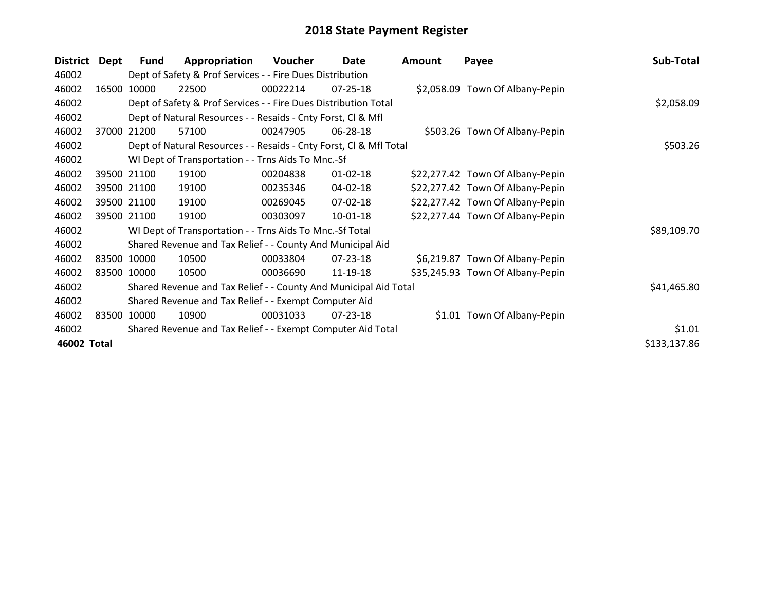# 2018 State Payment Register

| District | Dept | Fund | Appropriation | Voucher | Date | Amount | Payee | Sub-Total |
|---|---|---|---|---|---|---|---|---|
| 46002 | | Dept of Safety & Prof Services - - Fire Dues Distribution | | | | | | |
| 46002 | 16500 | 10000 | 22500 | 00022214 | 07-25-18 | $2,058.09 | Town Of Albany-Pepin | |
| 46002 | | Dept of Safety & Prof Services - - Fire Dues Distribution Total | | | | | | $2,058.09 |
| 46002 | | Dept of Natural Resources - - Resaids - Cnty Forst, Cl & Mfl | | | | | | |
| 46002 | 37000 | 21200 | 57100 | 00247905 | 06-28-18 | $503.26 | Town Of Albany-Pepin | |
| 46002 | | Dept of Natural Resources - - Resaids - Cnty Forst, Cl & Mfl Total | | | | | | $503.26 |
| 46002 | | WI Dept of Transportation - - Trns Aids To Mnc.-Sf | | | | | | |
| 46002 | 39500 | 21100 | 19100 | 00204838 | 01-02-18 | $22,277.42 | Town Of Albany-Pepin | |
| 46002 | 39500 | 21100 | 19100 | 00235346 | 04-02-18 | $22,277.42 | Town Of Albany-Pepin | |
| 46002 | 39500 | 21100 | 19100 | 00269045 | 07-02-18 | $22,277.42 | Town Of Albany-Pepin | |
| 46002 | 39500 | 21100 | 19100 | 00303097 | 10-01-18 | $22,277.44 | Town Of Albany-Pepin | |
| 46002 | | WI Dept of Transportation - - Trns Aids To Mnc.-Sf Total | | | | | | $89,109.70 |
| 46002 | | Shared Revenue and Tax Relief - - County And Municipal Aid | | | | | | |
| 46002 | 83500 | 10000 | 10500 | 00033804 | 07-23-18 | $6,219.87 | Town Of Albany-Pepin | |
| 46002 | 83500 | 10000 | 10500 | 00036690 | 11-19-18 | $35,245.93 | Town Of Albany-Pepin | |
| 46002 | | Shared Revenue and Tax Relief - - County And Municipal Aid Total | | | | | | $41,465.80 |
| 46002 | | Shared Revenue and Tax Relief - - Exempt Computer Aid | | | | | | |
| 46002 | 83500 | 10000 | 10900 | 00031033 | 07-23-18 | $1.01 | Town Of Albany-Pepin | |
| 46002 | | Shared Revenue and Tax Relief - - Exempt Computer Aid Total | | | | | | $1.01 |
| **46002 Total** | | | | | | | | $133,137.86 |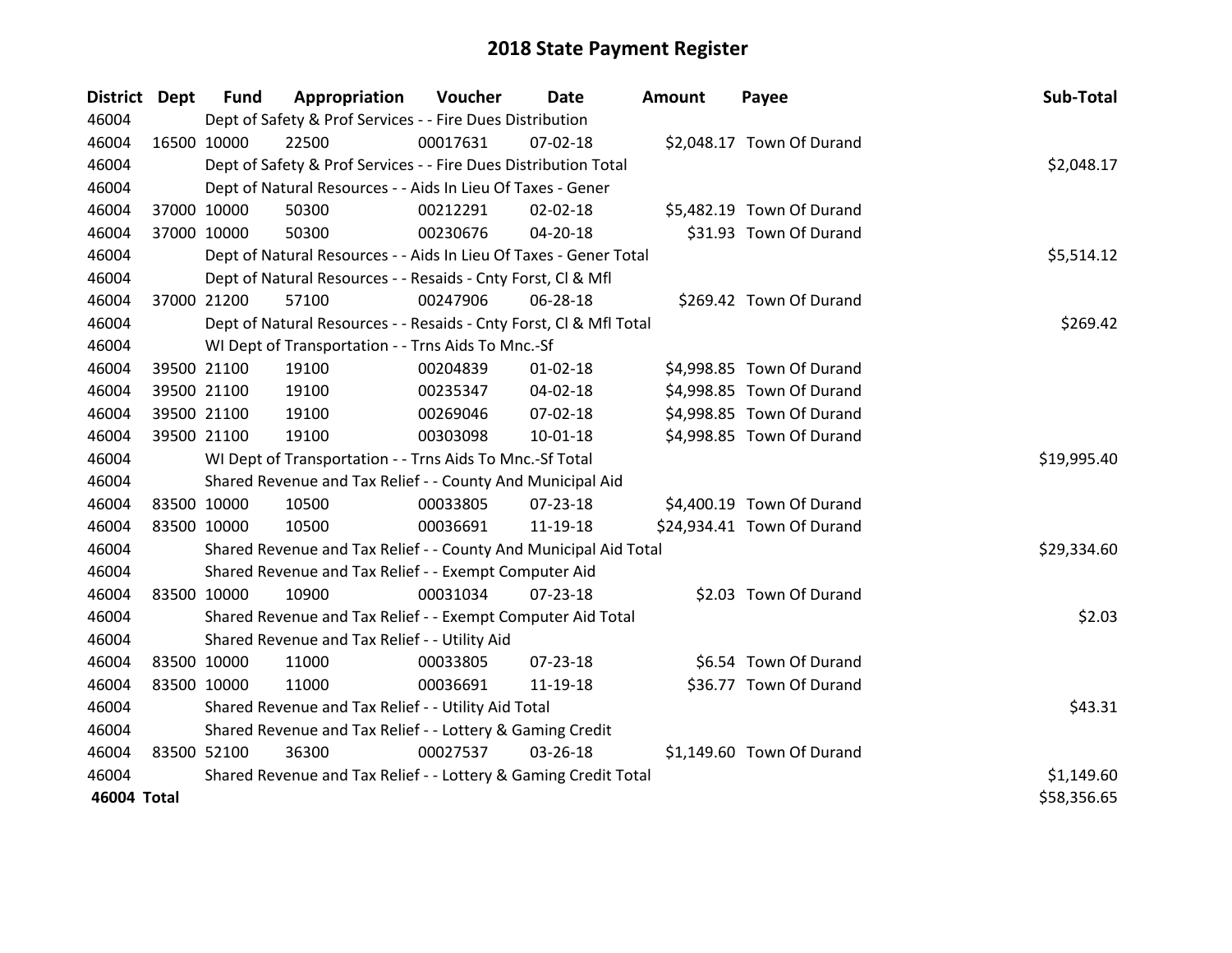# 2018 State Payment Register

| District | Dept | Fund | Appropriation | Voucher | Date | Amount | Payee | Sub-Total |
|---|---|---|---|---|---|---|---|---|
| 46004 | | Dept of Safety & Prof Services - - Fire Dues Distribution | | | | | | |
| 46004 | 16500 | 10000 | 22500 | 00017631 | 07-02-18 | $2,048.17 | Town Of Durand | |
| 46004 | | Dept of Safety & Prof Services - - Fire Dues Distribution Total | | | | | | $2,048.17 |
| 46004 | | Dept of Natural Resources - - Aids In Lieu Of Taxes - Gener | | | | | | |
| 46004 | 37000 | 10000 | 50300 | 00212291 | 02-02-18 | $5,482.19 | Town Of Durand | |
| 46004 | 37000 | 10000 | 50300 | 00230676 | 04-20-18 | $31.93 | Town Of Durand | |
| 46004 | | Dept of Natural Resources - - Aids In Lieu Of Taxes - Gener Total | | | | | | $5,514.12 |
| 46004 | | Dept of Natural Resources - - Resaids - Cnty Forst, Cl & Mfl | | | | | | |
| 46004 | 37000 | 21200 | 57100 | 00247906 | 06-28-18 | $269.42 | Town Of Durand | |
| 46004 | | Dept of Natural Resources - - Resaids - Cnty Forst, Cl & Mfl Total | | | | | | $269.42 |
| 46004 | | WI Dept of Transportation - - Trns Aids To Mnc.-Sf | | | | | | |
| 46004 | 39500 | 21100 | 19100 | 00204839 | 01-02-18 | $4,998.85 | Town Of Durand | |
| 46004 | 39500 | 21100 | 19100 | 00235347 | 04-02-18 | $4,998.85 | Town Of Durand | |
| 46004 | 39500 | 21100 | 19100 | 00269046 | 07-02-18 | $4,998.85 | Town Of Durand | |
| 46004 | 39500 | 21100 | 19100 | 00303098 | 10-01-18 | $4,998.85 | Town Of Durand | |
| 46004 | | WI Dept of Transportation - - Trns Aids To Mnc.-Sf Total | | | | | | $19,995.40 |
| 46004 | | Shared Revenue and Tax Relief - - County And Municipal Aid | | | | | | |
| 46004 | 83500 | 10000 | 10500 | 00033805 | 07-23-18 | $4,400.19 | Town Of Durand | |
| 46004 | 83500 | 10000 | 10500 | 00036691 | 11-19-18 | $24,934.41 | Town Of Durand | |
| 46004 | | Shared Revenue and Tax Relief - - County And Municipal Aid Total | | | | | | $29,334.60 |
| 46004 | | Shared Revenue and Tax Relief - - Exempt Computer Aid | | | | | | |
| 46004 | 83500 | 10000 | 10900 | 00031034 | 07-23-18 | $2.03 | Town Of Durand | |
| 46004 | | Shared Revenue and Tax Relief - - Exempt Computer Aid Total | | | | | | $2.03 |
| 46004 | | Shared Revenue and Tax Relief - - Utility Aid | | | | | | |
| 46004 | 83500 | 10000 | 11000 | 00033805 | 07-23-18 | $6.54 | Town Of Durand | |
| 46004 | 83500 | 10000 | 11000 | 00036691 | 11-19-18 | $36.77 | Town Of Durand | |
| 46004 | | Shared Revenue and Tax Relief - - Utility Aid Total | | | | | | $43.31 |
| 46004 | | Shared Revenue and Tax Relief - - Lottery & Gaming Credit | | | | | | |
| 46004 | 83500 | 52100 | 36300 | 00027537 | 03-26-18 | $1,149.60 | Town Of Durand | |
| 46004 | | Shared Revenue and Tax Relief - - Lottery & Gaming Credit Total | | | | | | $1,149.60 |
| **46004 Total** | | | | | | | | $58,356.65 |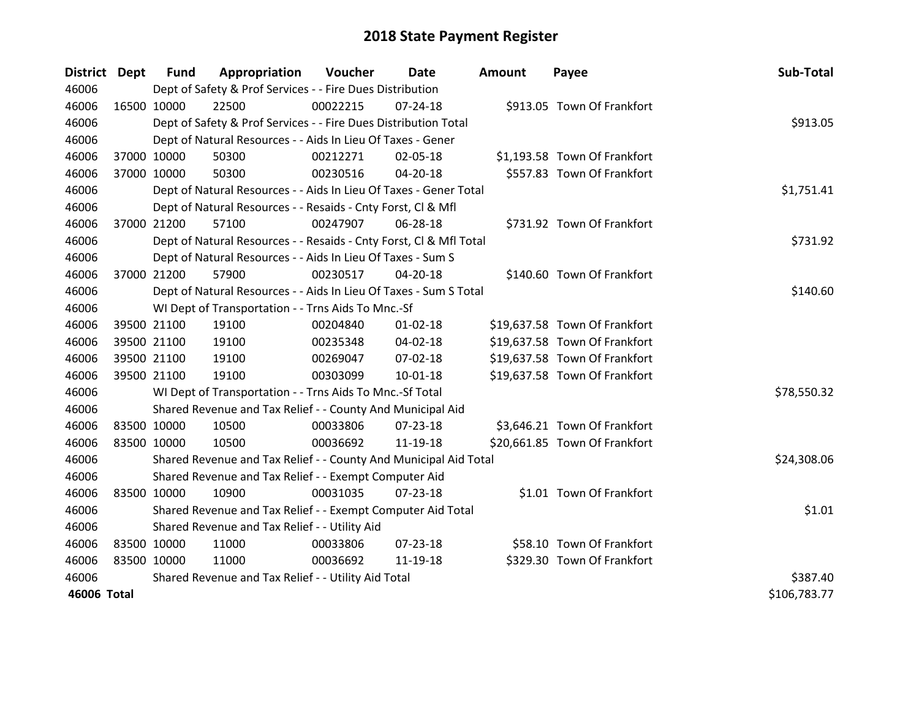# 2018 State Payment Register

| District | Dept | Fund | Appropriation | Voucher | Date | Amount | Payee | Sub-Total |
|---|---|---|---|---|---|---|---|---|
| 46006 | | Dept of Safety & Prof Services - - Fire Dues Distribution | | | | | | |
| 46006 | 16500 | 10000 | 22500 | 00022215 | 07-24-18 | $913.05 | Town Of Frankfort | |
| 46006 | | Dept of Safety & Prof Services - - Fire Dues Distribution Total | | | | | | $913.05 |
| 46006 | | Dept of Natural Resources - - Aids In Lieu Of Taxes - Gener | | | | | | |
| 46006 | 37000 | 10000 | 50300 | 00212271 | 02-05-18 | $1,193.58 | Town Of Frankfort | |
| 46006 | 37000 | 10000 | 50300 | 00230516 | 04-20-18 | $557.83 | Town Of Frankfort | |
| 46006 | | Dept of Natural Resources - - Aids In Lieu Of Taxes - Gener Total | | | | | | $1,751.41 |
| 46006 | | Dept of Natural Resources - - Resaids - Cnty Forst, Cl & Mfl | | | | | | |
| 46006 | 37000 | 21200 | 57100 | 00247907 | 06-28-18 | $731.92 | Town Of Frankfort | |
| 46006 | | Dept of Natural Resources - - Resaids - Cnty Forst, Cl & Mfl Total | | | | | | $731.92 |
| 46006 | | Dept of Natural Resources - - Aids In Lieu Of Taxes - Sum S | | | | | | |
| 46006 | 37000 | 21200 | 57900 | 00230517 | 04-20-18 | $140.60 | Town Of Frankfort | |
| 46006 | | Dept of Natural Resources - - Aids In Lieu Of Taxes - Sum S Total | | | | | | $140.60 |
| 46006 | | WI Dept of Transportation - - Trns Aids To Mnc.-Sf | | | | | | |
| 46006 | 39500 | 21100 | 19100 | 00204840 | 01-02-18 | $19,637.58 | Town Of Frankfort | |
| 46006 | 39500 | 21100 | 19100 | 00235348 | 04-02-18 | $19,637.58 | Town Of Frankfort | |
| 46006 | 39500 | 21100 | 19100 | 00269047 | 07-02-18 | $19,637.58 | Town Of Frankfort | |
| 46006 | 39500 | 21100 | 19100 | 00303099 | 10-01-18 | $19,637.58 | Town Of Frankfort | |
| 46006 | | WI Dept of Transportation - - Trns Aids To Mnc.-Sf Total | | | | | | $78,550.32 |
| 46006 | | Shared Revenue and Tax Relief - - County And Municipal Aid | | | | | | |
| 46006 | 83500 | 10000 | 10500 | 00033806 | 07-23-18 | $3,646.21 | Town Of Frankfort | |
| 46006 | 83500 | 10000 | 10500 | 00036692 | 11-19-18 | $20,661.85 | Town Of Frankfort | |
| 46006 | | Shared Revenue and Tax Relief - - County And Municipal Aid Total | | | | | | $24,308.06 |
| 46006 | | Shared Revenue and Tax Relief - - Exempt Computer Aid | | | | | | |
| 46006 | 83500 | 10000 | 10900 | 00031035 | 07-23-18 | $1.01 | Town Of Frankfort | |
| 46006 | | Shared Revenue and Tax Relief - - Exempt Computer Aid Total | | | | | | $1.01 |
| 46006 | | Shared Revenue and Tax Relief - - Utility Aid | | | | | | |
| 46006 | 83500 | 10000 | 11000 | 00033806 | 07-23-18 | $58.10 | Town Of Frankfort | |
| 46006 | 83500 | 10000 | 11000 | 00036692 | 11-19-18 | $329.30 | Town Of Frankfort | |
| 46006 | | Shared Revenue and Tax Relief - - Utility Aid Total | | | | | | $387.40 |
| **46006 Total** | | | | | | | | $106,783.77 |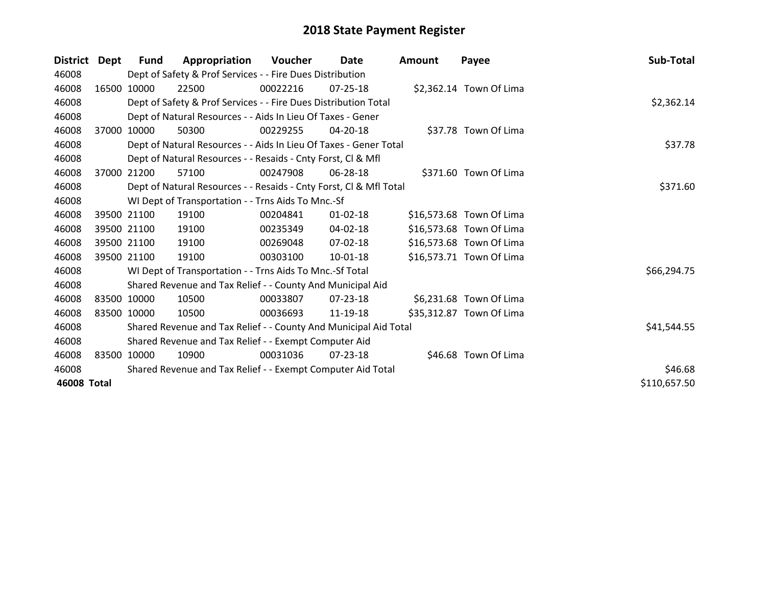# 2018 State Payment Register

| District | Dept | Fund | Appropriation | Voucher | Date | Amount | Payee | Sub-Total |
|---|---|---|---|---|---|---|---|---|
| 46008 | Dept of Safety & Prof Services - - Fire Dues Distribution | | | | | | | |
| 46008 | 16500 | 10000 | 22500 | 00022216 | 07-25-18 | $2,362.14 | Town Of Lima | |
| 46008 | Dept of Safety & Prof Services - - Fire Dues Distribution Total | | | | | | | $2,362.14 |
| 46008 | Dept of Natural Resources - - Aids In Lieu Of Taxes - Gener | | | | | | | |
| 46008 | 37000 | 10000 | 50300 | 00229255 | 04-20-18 | $37.78 | Town Of Lima | |
| 46008 | Dept of Natural Resources - - Aids In Lieu Of Taxes - Gener Total | | | | | | | $37.78 |
| 46008 | Dept of Natural Resources - - Resaids - Cnty Forst, Cl & Mfl | | | | | | | |
| 46008 | 37000 | 21200 | 57100 | 00247908 | 06-28-18 | $371.60 | Town Of Lima | |
| 46008 | Dept of Natural Resources - - Resaids - Cnty Forst, Cl & Mfl Total | | | | | | | $371.60 |
| 46008 | WI Dept of Transportation - - Trns Aids To Mnc.-Sf | | | | | | | |
| 46008 | 39500 | 21100 | 19100 | 00204841 | 01-02-18 | $16,573.68 | Town Of Lima | |
| 46008 | 39500 | 21100 | 19100 | 00235349 | 04-02-18 | $16,573.68 | Town Of Lima | |
| 46008 | 39500 | 21100 | 19100 | 00269048 | 07-02-18 | $16,573.68 | Town Of Lima | |
| 46008 | 39500 | 21100 | 19100 | 00303100 | 10-01-18 | $16,573.71 | Town Of Lima | |
| 46008 | WI Dept of Transportation - - Trns Aids To Mnc.-Sf Total | | | | | | | $66,294.75 |
| 46008 | Shared Revenue and Tax Relief - - County And Municipal Aid | | | | | | | |
| 46008 | 83500 | 10000 | 10500 | 00033807 | 07-23-18 | $6,231.68 | Town Of Lima | |
| 46008 | 83500 | 10000 | 10500 | 00036693 | 11-19-18 | $35,312.87 | Town Of Lima | |
| 46008 | Shared Revenue and Tax Relief - - County And Municipal Aid Total | | | | | | | $41,544.55 |
| 46008 | Shared Revenue and Tax Relief - - Exempt Computer Aid | | | | | | | |
| 46008 | 83500 | 10000 | 10900 | 00031036 | 07-23-18 | $46.68 | Town Of Lima | |
| 46008 | Shared Revenue and Tax Relief - - Exempt Computer Aid Total | | | | | | | $46.68 |
| **46008 Total** | | | | | | | | $110,657.50 |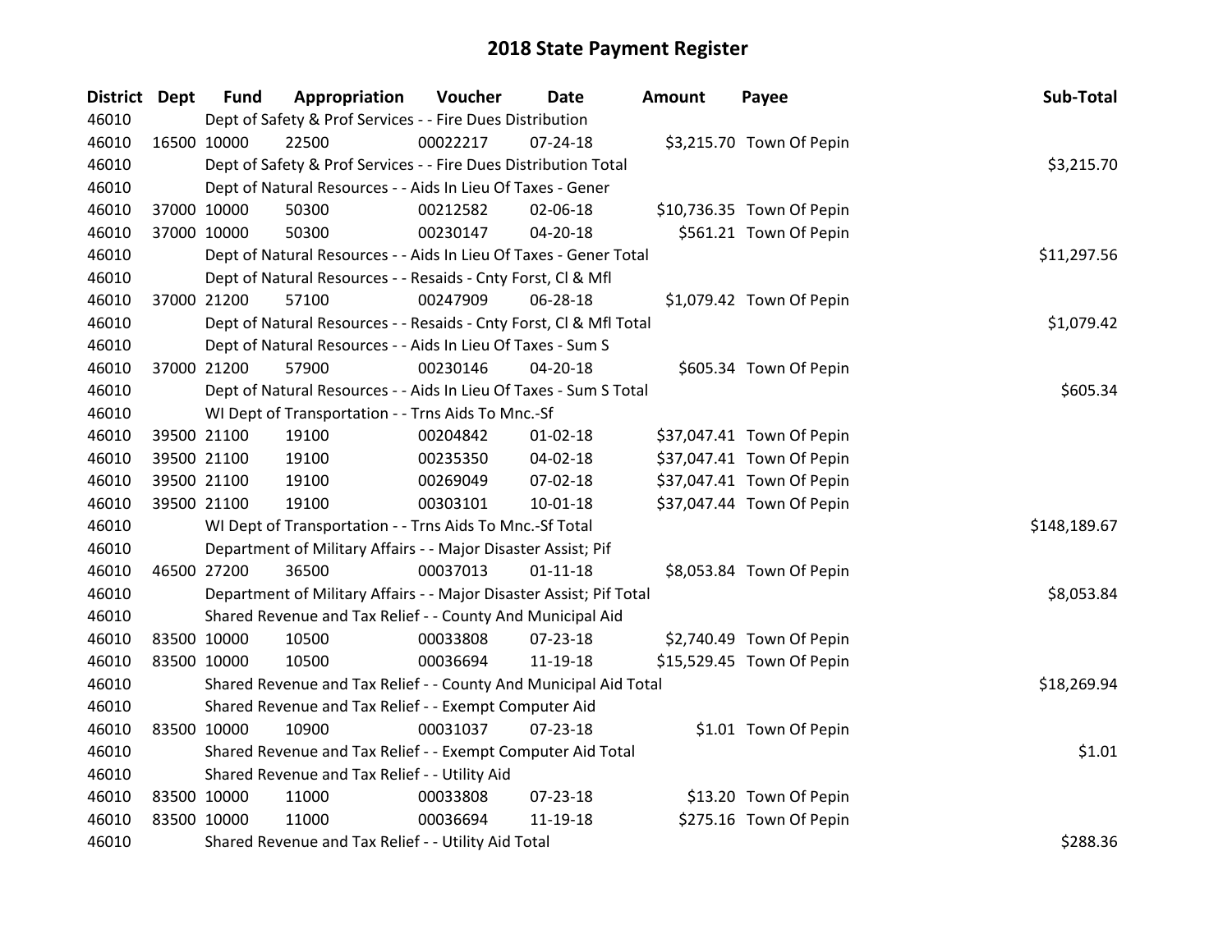# 2018 State Payment Register

| District | Dept | Fund | Appropriation | Voucher | Date | Amount | Payee | Sub-Total |
|---|---|---|---|---|---|---|---|---|
| 46010 | | Dept of Safety & Prof Services - - Fire Dues Distribution | | | | | | |
| 46010 | 16500 | 10000 | 22500 | 00022217 | 07-24-18 | $3,215.70 | Town Of Pepin | |
| 46010 | | Dept of Safety & Prof Services - - Fire Dues Distribution Total | | | | | | $3,215.70 |
| 46010 | | Dept of Natural Resources - - Aids In Lieu Of Taxes - Gener | | | | | | |
| 46010 | 37000 | 10000 | 50300 | 00212582 | 02-06-18 | $10,736.35 | Town Of Pepin | |
| 46010 | 37000 | 10000 | 50300 | 00230147 | 04-20-18 | $561.21 | Town Of Pepin | |
| 46010 | | Dept of Natural Resources - - Aids In Lieu Of Taxes - Gener Total | | | | | | $11,297.56 |
| 46010 | | Dept of Natural Resources - - Resaids - Cnty Forst, Cl & Mfl | | | | | | |
| 46010 | 37000 | 21200 | 57100 | 00247909 | 06-28-18 | $1,079.42 | Town Of Pepin | |
| 46010 | | Dept of Natural Resources - - Resaids - Cnty Forst, Cl & Mfl Total | | | | | | $1,079.42 |
| 46010 | | Dept of Natural Resources - - Aids In Lieu Of Taxes - Sum S | | | | | | |
| 46010 | 37000 | 21200 | 57900 | 00230146 | 04-20-18 | $605.34 | Town Of Pepin | |
| 46010 | | Dept of Natural Resources - - Aids In Lieu Of Taxes - Sum S Total | | | | | | $605.34 |
| 46010 | | WI Dept of Transportation - - Trns Aids To Mnc.-Sf | | | | | | |
| 46010 | 39500 | 21100 | 19100 | 00204842 | 01-02-18 | $37,047.41 | Town Of Pepin | |
| 46010 | 39500 | 21100 | 19100 | 00235350 | 04-02-18 | $37,047.41 | Town Of Pepin | |
| 46010 | 39500 | 21100 | 19100 | 00269049 | 07-02-18 | $37,047.41 | Town Of Pepin | |
| 46010 | 39500 | 21100 | 19100 | 00303101 | 10-01-18 | $37,047.44 | Town Of Pepin | |
| 46010 | | WI Dept of Transportation - - Trns Aids To Mnc.-Sf Total | | | | | | $148,189.67 |
| 46010 | | Department of Military Affairs - - Major Disaster Assist; Pif | | | | | | |
| 46010 | 46500 | 27200 | 36500 | 00037013 | 01-11-18 | $8,053.84 | Town Of Pepin | |
| 46010 | | Department of Military Affairs - - Major Disaster Assist; Pif Total | | | | | | $8,053.84 |
| 46010 | | Shared Revenue and Tax Relief - - County And Municipal Aid | | | | | | |
| 46010 | 83500 | 10000 | 10500 | 00033808 | 07-23-18 | $2,740.49 | Town Of Pepin | |
| 46010 | 83500 | 10000 | 10500 | 00036694 | 11-19-18 | $15,529.45 | Town Of Pepin | |
| 46010 | | Shared Revenue and Tax Relief - - County And Municipal Aid Total | | | | | | $18,269.94 |
| 46010 | | Shared Revenue and Tax Relief - - Exempt Computer Aid | | | | | | |
| 46010 | 83500 | 10000 | 10900 | 00031037 | 07-23-18 | $1.01 | Town Of Pepin | |
| 46010 | | Shared Revenue and Tax Relief - - Exempt Computer Aid Total | | | | | | $1.01 |
| 46010 | | Shared Revenue and Tax Relief - - Utility Aid | | | | | | |
| 46010 | 83500 | 10000 | 11000 | 00033808 | 07-23-18 | $13.20 | Town Of Pepin | |
| 46010 | 83500 | 10000 | 11000 | 00036694 | 11-19-18 | $275.16 | Town Of Pepin | |
| 46010 | | Shared Revenue and Tax Relief - - Utility Aid Total | | | | | | $288.36 |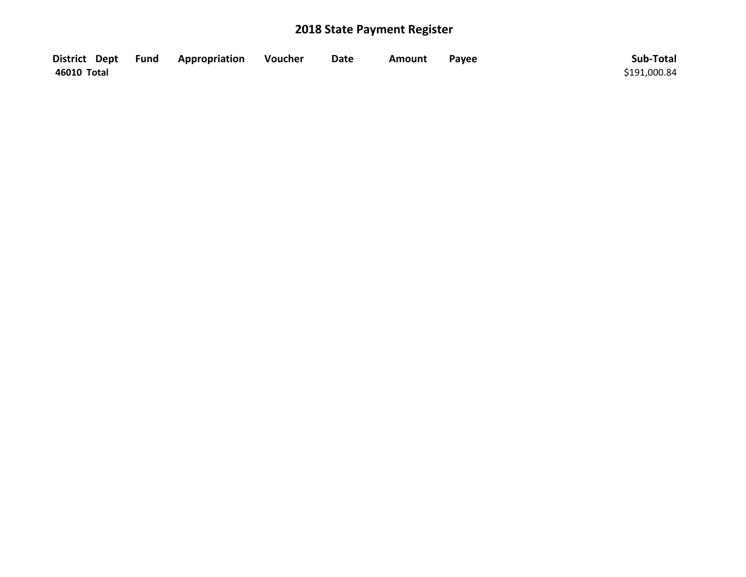# 2018 State Payment Register

| District | Dept | Fund | Appropriation | Voucher | Date | Amount | Payee | Sub-Total |
|---|---|---|---|---|---|---|---|---|
| **46010 Total** | | | | | | | | $191,000.84 |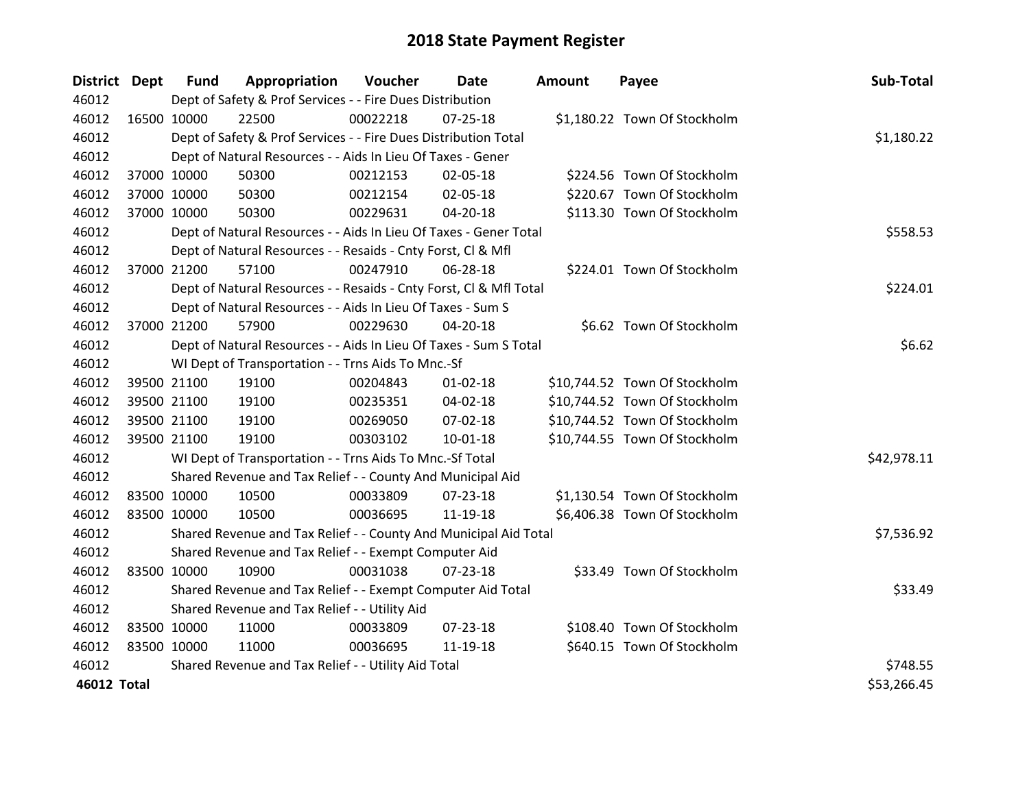# 2018 State Payment Register

| District | Dept | Fund | Appropriation | Voucher | Date | Amount | Payee | Sub-Total |
|---|---|---|---|---|---|---|---|---|
| 46012 | | Dept of Safety & Prof Services - - Fire Dues Distribution | | | | | | |
| 46012 | 16500 | 10000 | 22500 | 00022218 | 07-25-18 | $1,180.22 | Town Of Stockholm | |
| 46012 | | Dept of Safety & Prof Services - - Fire Dues Distribution Total | | | | | | $1,180.22 |
| 46012 | | Dept of Natural Resources - - Aids In Lieu Of Taxes - Gener | | | | | | |
| 46012 | 37000 | 10000 | 50300 | 00212153 | 02-05-18 | $224.56 | Town Of Stockholm | |
| 46012 | 37000 | 10000 | 50300 | 00212154 | 02-05-18 | $220.67 | Town Of Stockholm | |
| 46012 | 37000 | 10000 | 50300 | 00229631 | 04-20-18 | $113.30 | Town Of Stockholm | |
| 46012 | | Dept of Natural Resources - - Aids In Lieu Of Taxes - Gener Total | | | | | | $558.53 |
| 46012 | | Dept of Natural Resources - - Resaids - Cnty Forst, Cl & Mfl | | | | | | |
| 46012 | 37000 | 21200 | 57100 | 00247910 | 06-28-18 | $224.01 | Town Of Stockholm | |
| 46012 | | Dept of Natural Resources - - Resaids - Cnty Forst, Cl & Mfl Total | | | | | | $224.01 |
| 46012 | | Dept of Natural Resources - - Aids In Lieu Of Taxes - Sum S | | | | | | |
| 46012 | 37000 | 21200 | 57900 | 00229630 | 04-20-18 | $6.62 | Town Of Stockholm | |
| 46012 | | Dept of Natural Resources - - Aids In Lieu Of Taxes - Sum S Total | | | | | | $6.62 |
| 46012 | | WI Dept of Transportation - - Trns Aids To Mnc.-Sf | | | | | | |
| 46012 | 39500 | 21100 | 19100 | 00204843 | 01-02-18 | $10,744.52 | Town Of Stockholm | |
| 46012 | 39500 | 21100 | 19100 | 00235351 | 04-02-18 | $10,744.52 | Town Of Stockholm | |
| 46012 | 39500 | 21100 | 19100 | 00269050 | 07-02-18 | $10,744.52 | Town Of Stockholm | |
| 46012 | 39500 | 21100 | 19100 | 00303102 | 10-01-18 | $10,744.55 | Town Of Stockholm | |
| 46012 | | WI Dept of Transportation - - Trns Aids To Mnc.-Sf Total | | | | | | $42,978.11 |
| 46012 | | Shared Revenue and Tax Relief - - County And Municipal Aid | | | | | | |
| 46012 | 83500 | 10000 | 10500 | 00033809 | 07-23-18 | $1,130.54 | Town Of Stockholm | |
| 46012 | 83500 | 10000 | 10500 | 00036695 | 11-19-18 | $6,406.38 | Town Of Stockholm | |
| 46012 | | Shared Revenue and Tax Relief - - County And Municipal Aid Total | | | | | | $7,536.92 |
| 46012 | | Shared Revenue and Tax Relief - - Exempt Computer Aid | | | | | | |
| 46012 | 83500 | 10000 | 10900 | 00031038 | 07-23-18 | $33.49 | Town Of Stockholm | |
| 46012 | | Shared Revenue and Tax Relief - - Exempt Computer Aid Total | | | | | | $33.49 |
| 46012 | | Shared Revenue and Tax Relief - - Utility Aid | | | | | | |
| 46012 | 83500 | 10000 | 11000 | 00033809 | 07-23-18 | $108.40 | Town Of Stockholm | |
| 46012 | 83500 | 10000 | 11000 | 00036695 | 11-19-18 | $640.15 | Town Of Stockholm | |
| 46012 | | Shared Revenue and Tax Relief - - Utility Aid Total | | | | | | $748.55 |
| **46012 Total** | | | | | | | | $53,266.45 |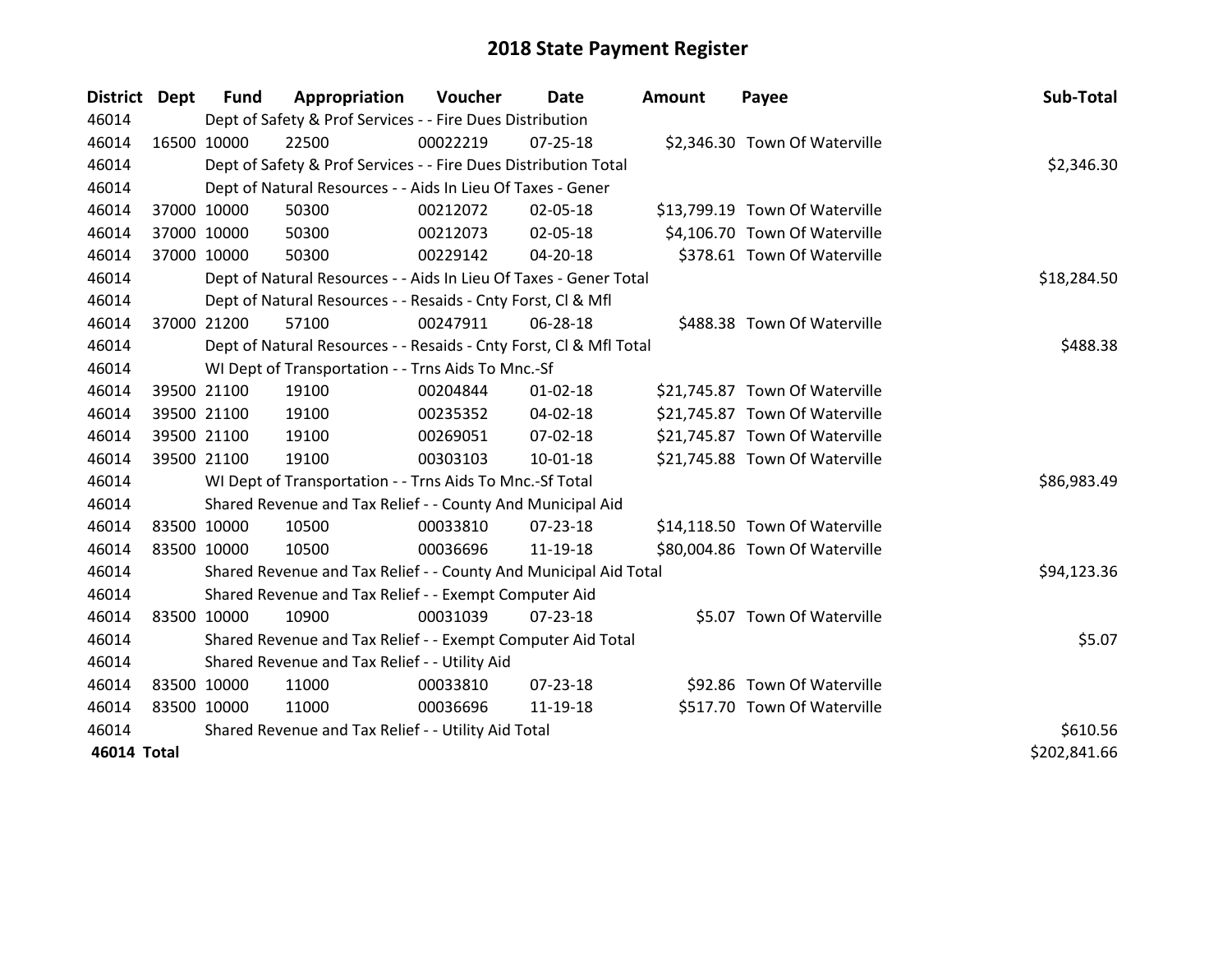# 2018 State Payment Register

| District | Dept | Fund | Appropriation | Voucher | Date | Amount | Payee | Sub-Total |
|---|---|---|---|---|---|---|---|---|
| 46014 | Dept of Safety & Prof Services - - Fire Dues Distribution | | | | | | | |
| 46014 | 16500 | 10000 | 22500 | 00022219 | 07-25-18 | $2,346.30 | Town Of Waterville | |
| 46014 | Dept of Safety & Prof Services - - Fire Dues Distribution Total | | | | | | | $2,346.30 |
| 46014 | Dept of Natural Resources - - Aids In Lieu Of Taxes - Gener | | | | | | | |
| 46014 | 37000 | 10000 | 50300 | 00212072 | 02-05-18 | $13,799.19 | Town Of Waterville | |
| 46014 | 37000 | 10000 | 50300 | 00212073 | 02-05-18 | $4,106.70 | Town Of Waterville | |
| 46014 | 37000 | 10000 | 50300 | 00229142 | 04-20-18 | $378.61 | Town Of Waterville | |
| 46014 | Dept of Natural Resources - - Aids In Lieu Of Taxes - Gener Total | | | | | | | $18,284.50 |
| 46014 | Dept of Natural Resources - - Resaids - Cnty Forst, Cl & Mfl | | | | | | | |
| 46014 | 37000 | 21200 | 57100 | 00247911 | 06-28-18 | $488.38 | Town Of Waterville | |
| 46014 | Dept of Natural Resources - - Resaids - Cnty Forst, Cl & Mfl Total | | | | | | | $488.38 |
| 46014 | WI Dept of Transportation - - Trns Aids To Mnc.-Sf | | | | | | | |
| 46014 | 39500 | 21100 | 19100 | 00204844 | 01-02-18 | $21,745.87 | Town Of Waterville | |
| 46014 | 39500 | 21100 | 19100 | 00235352 | 04-02-18 | $21,745.87 | Town Of Waterville | |
| 46014 | 39500 | 21100 | 19100 | 00269051 | 07-02-18 | $21,745.87 | Town Of Waterville | |
| 46014 | 39500 | 21100 | 19100 | 00303103 | 10-01-18 | $21,745.88 | Town Of Waterville | |
| 46014 | WI Dept of Transportation - - Trns Aids To Mnc.-Sf Total | | | | | | | $86,983.49 |
| 46014 | Shared Revenue and Tax Relief - - County And Municipal Aid | | | | | | | |
| 46014 | 83500 | 10000 | 10500 | 00033810 | 07-23-18 | $14,118.50 | Town Of Waterville | |
| 46014 | 83500 | 10000 | 10500 | 00036696 | 11-19-18 | $80,004.86 | Town Of Waterville | |
| 46014 | Shared Revenue and Tax Relief - - County And Municipal Aid Total | | | | | | | $94,123.36 |
| 46014 | Shared Revenue and Tax Relief - - Exempt Computer Aid | | | | | | | |
| 46014 | 83500 | 10000 | 10900 | 00031039 | 07-23-18 | $5.07 | Town Of Waterville | |
| 46014 | Shared Revenue and Tax Relief - - Exempt Computer Aid Total | | | | | | | $5.07 |
| 46014 | Shared Revenue and Tax Relief - - Utility Aid | | | | | | | |
| 46014 | 83500 | 10000 | 11000 | 00033810 | 07-23-18 | $92.86 | Town Of Waterville | |
| 46014 | 83500 | 10000 | 11000 | 00036696 | 11-19-18 | $517.70 | Town Of Waterville | |
| 46014 | Shared Revenue and Tax Relief - - Utility Aid Total | | | | | | | $610.56 |
| **46014 Total** | | | | | | | | $202,841.66 |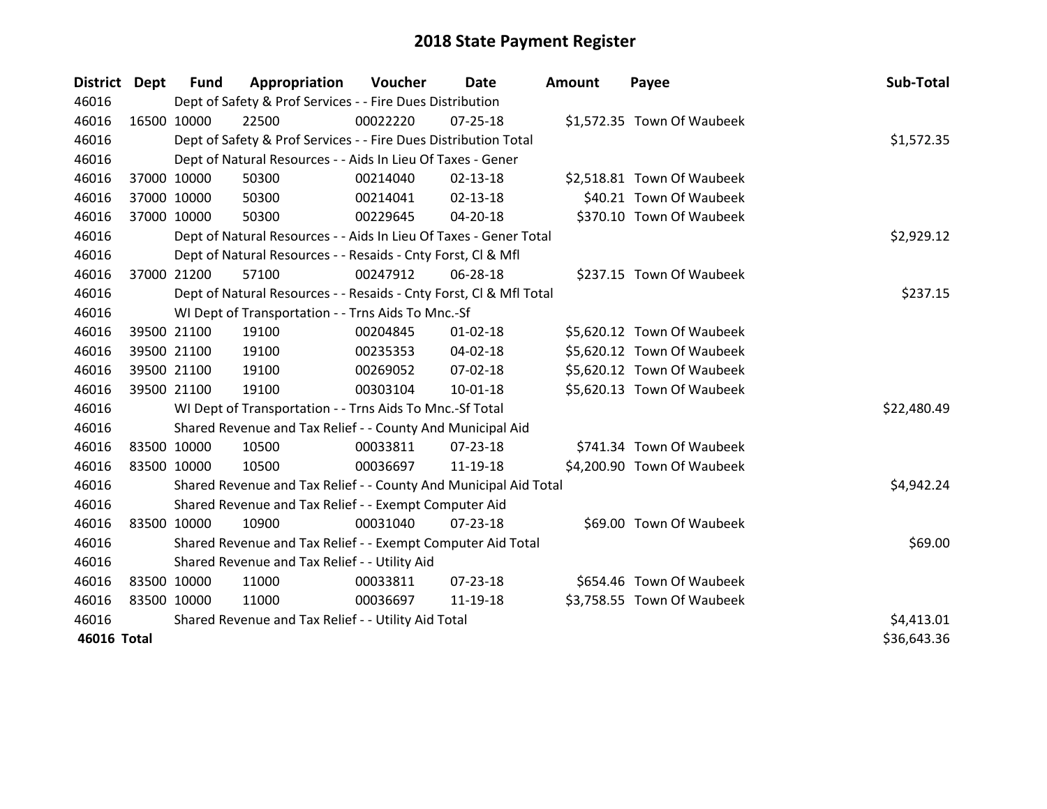# 2018 State Payment Register

| District | Dept | Fund | Appropriation | Voucher | Date | Amount | Payee | Sub-Total |
|---|---|---|---|---|---|---|---|---|
| 46016 | | Dept of Safety & Prof Services - - Fire Dues Distribution | | | | | | |
| 46016 | 16500 | 10000 | 22500 | 00022220 | 07-25-18 | $1,572.35 | Town Of Waubeek | |
| 46016 | | Dept of Safety & Prof Services - - Fire Dues Distribution Total | | | | | | $1,572.35 |
| 46016 | | Dept of Natural Resources - - Aids In Lieu Of Taxes - Gener | | | | | | |
| 46016 | 37000 | 10000 | 50300 | 00214040 | 02-13-18 | $2,518.81 | Town Of Waubeek | |
| 46016 | 37000 | 10000 | 50300 | 00214041 | 02-13-18 | $40.21 | Town Of Waubeek | |
| 46016 | 37000 | 10000 | 50300 | 00229645 | 04-20-18 | $370.10 | Town Of Waubeek | |
| 46016 | | Dept of Natural Resources - - Aids In Lieu Of Taxes - Gener Total | | | | | | $2,929.12 |
| 46016 | | Dept of Natural Resources - - Resaids - Cnty Forst, Cl & Mfl | | | | | | |
| 46016 | 37000 | 21200 | 57100 | 00247912 | 06-28-18 | $237.15 | Town Of Waubeek | |
| 46016 | | Dept of Natural Resources - - Resaids - Cnty Forst, Cl & Mfl Total | | | | | | $237.15 |
| 46016 | | WI Dept of Transportation - - Trns Aids To Mnc.-Sf | | | | | | |
| 46016 | 39500 | 21100 | 19100 | 00204845 | 01-02-18 | $5,620.12 | Town Of Waubeek | |
| 46016 | 39500 | 21100 | 19100 | 00235353 | 04-02-18 | $5,620.12 | Town Of Waubeek | |
| 46016 | 39500 | 21100 | 19100 | 00269052 | 07-02-18 | $5,620.12 | Town Of Waubeek | |
| 46016 | 39500 | 21100 | 19100 | 00303104 | 10-01-18 | $5,620.13 | Town Of Waubeek | |
| 46016 | | WI Dept of Transportation - - Trns Aids To Mnc.-Sf Total | | | | | | $22,480.49 |
| 46016 | | Shared Revenue and Tax Relief - - County And Municipal Aid | | | | | | |
| 46016 | 83500 | 10000 | 10500 | 00033811 | 07-23-18 | $741.34 | Town Of Waubeek | |
| 46016 | 83500 | 10000 | 10500 | 00036697 | 11-19-18 | $4,200.90 | Town Of Waubeek | |
| 46016 | | Shared Revenue and Tax Relief - - County And Municipal Aid Total | | | | | | $4,942.24 |
| 46016 | | Shared Revenue and Tax Relief - - Exempt Computer Aid | | | | | | |
| 46016 | 83500 | 10000 | 10900 | 00031040 | 07-23-18 | $69.00 | Town Of Waubeek | |
| 46016 | | Shared Revenue and Tax Relief - - Exempt Computer Aid Total | | | | | | $69.00 |
| 46016 | | Shared Revenue and Tax Relief - - Utility Aid | | | | | | |
| 46016 | 83500 | 10000 | 11000 | 00033811 | 07-23-18 | $654.46 | Town Of Waubeek | |
| 46016 | 83500 | 10000 | 11000 | 00036697 | 11-19-18 | $3,758.55 | Town Of Waubeek | |
| 46016 | | Shared Revenue and Tax Relief - - Utility Aid Total | | | | | | $4,413.01 |
| **46016 Total** | | | | | | | | $36,643.36 |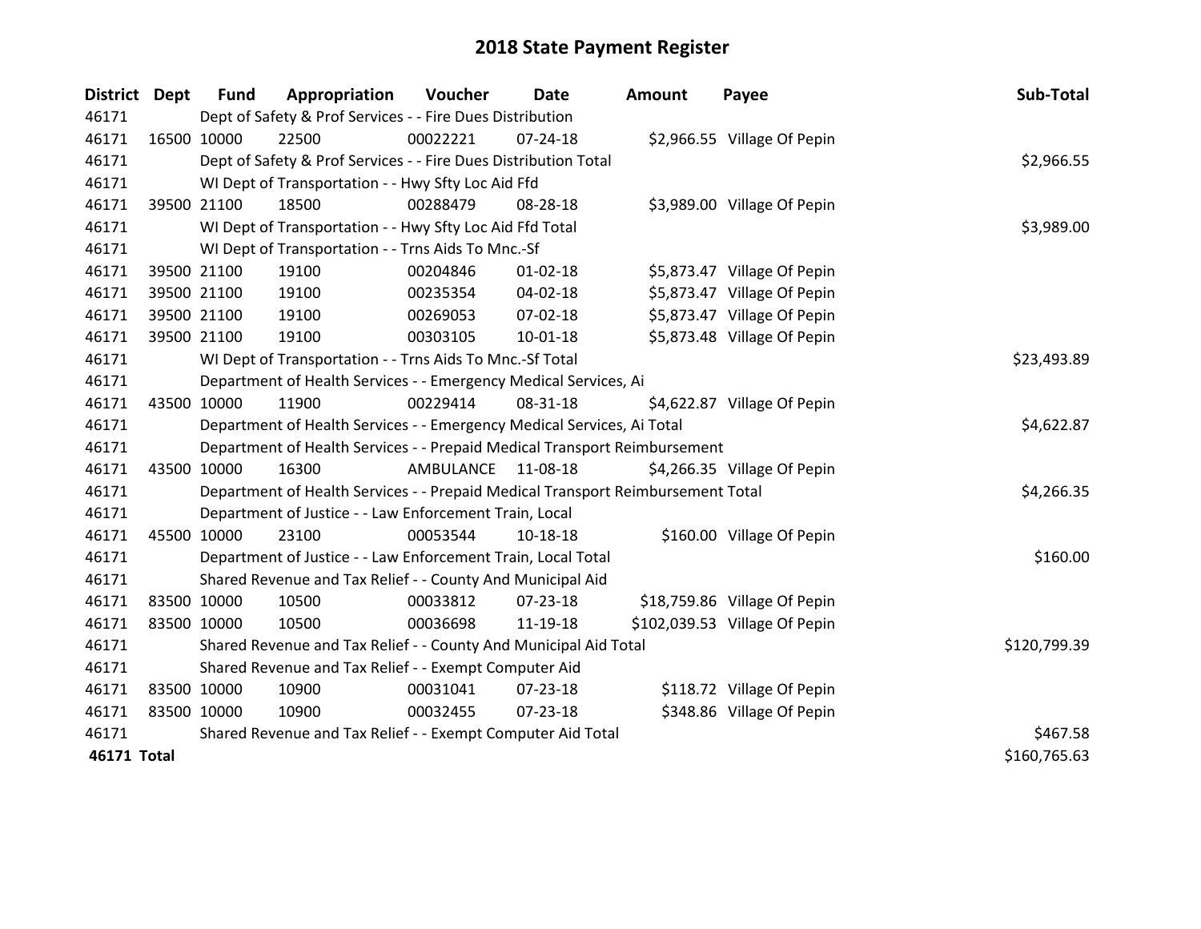# 2018 State Payment Register

| District | Dept | Fund | Appropriation | Voucher | Date | Amount | Payee | Sub-Total |
|---|---|---|---|---|---|---|---|---|
| 46171 | Dept of Safety & Prof Services - - Fire Dues Distribution | | | | | | | |
| 46171 | 16500 | 10000 | 22500 | 00022221 | 07-24-18 | $2,966.55 | Village Of Pepin | |
| 46171 | Dept of Safety & Prof Services - - Fire Dues Distribution Total | | | | | | | $2,966.55 |
| 46171 | WI Dept of Transportation - - Hwy Sfty Loc Aid Ffd | | | | | | | |
| 46171 | 39500 | 21100 | 18500 | 00288479 | 08-28-18 | $3,989.00 | Village Of Pepin | |
| 46171 | WI Dept of Transportation - - Hwy Sfty Loc Aid Ffd Total | | | | | | | $3,989.00 |
| 46171 | WI Dept of Transportation - - Trns Aids To Mnc.-Sf | | | | | | | |
| 46171 | 39500 | 21100 | 19100 | 00204846 | 01-02-18 | $5,873.47 | Village Of Pepin | |
| 46171 | 39500 | 21100 | 19100 | 00235354 | 04-02-18 | $5,873.47 | Village Of Pepin | |
| 46171 | 39500 | 21100 | 19100 | 00269053 | 07-02-18 | $5,873.47 | Village Of Pepin | |
| 46171 | 39500 | 21100 | 19100 | 00303105 | 10-01-18 | $5,873.48 | Village Of Pepin | |
| 46171 | WI Dept of Transportation - - Trns Aids To Mnc.-Sf Total | | | | | | | $23,493.89 |
| 46171 | Department of Health Services - - Emergency Medical Services, Ai | | | | | | | |
| 46171 | 43500 | 10000 | 11900 | 00229414 | 08-31-18 | $4,622.87 | Village Of Pepin | |
| 46171 | Department of Health Services - - Emergency Medical Services, Ai Total | | | | | | | $4,622.87 |
| 46171 | Department of Health Services - - Prepaid Medical Transport Reimbursement | | | | | | | |
| 46171 | 43500 | 10000 | 16300 | AMBULANCE | 11-08-18 | $4,266.35 | Village Of Pepin | |
| 46171 | Department of Health Services - - Prepaid Medical Transport Reimbursement Total | | | | | | | $4,266.35 |
| 46171 | Department of Justice - - Law Enforcement Train, Local | | | | | | | |
| 46171 | 45500 | 10000 | 23100 | 00053544 | 10-18-18 | $160.00 | Village Of Pepin | |
| 46171 | Department of Justice - - Law Enforcement Train, Local Total | | | | | | | $160.00 |
| 46171 | Shared Revenue and Tax Relief - - County And Municipal Aid | | | | | | | |
| 46171 | 83500 | 10000 | 10500 | 00033812 | 07-23-18 | $18,759.86 | Village Of Pepin | |
| 46171 | 83500 | 10000 | 10500 | 00036698 | 11-19-18 | $102,039.53 | Village Of Pepin | |
| 46171 | Shared Revenue and Tax Relief - - County And Municipal Aid Total | | | | | | | $120,799.39 |
| 46171 | Shared Revenue and Tax Relief - - Exempt Computer Aid | | | | | | | |
| 46171 | 83500 | 10000 | 10900 | 00031041 | 07-23-18 | $118.72 | Village Of Pepin | |
| 46171 | 83500 | 10000 | 10900 | 00032455 | 07-23-18 | $348.86 | Village Of Pepin | |
| 46171 | Shared Revenue and Tax Relief - - Exempt Computer Aid Total | | | | | | | $467.58 |
| **46171 Total** | | | | | | | | $160,765.63 |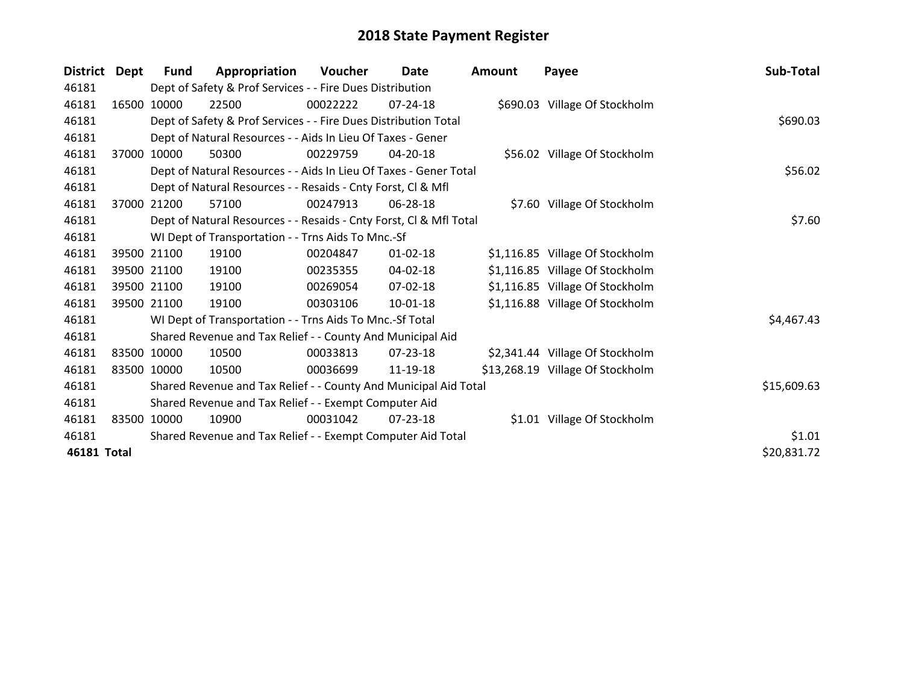# 2018 State Payment Register

| District | Dept | Fund | Appropriation | Voucher | Date | Amount | Payee | Sub-Total |
|---|---|---|---|---|---|---|---|---|
| 46181 | | Dept of Safety & Prof Services - - Fire Dues Distribution | | | | | | |
| 46181 | 16500 | 10000 | 22500 | 00022222 | 07-24-18 | $690.03 | Village Of Stockholm | |
| 46181 | | Dept of Safety & Prof Services - - Fire Dues Distribution Total | | | | | | $690.03 |
| 46181 | | Dept of Natural Resources - - Aids In Lieu Of Taxes - Gener | | | | | | |
| 46181 | 37000 | 10000 | 50300 | 00229759 | 04-20-18 | $56.02 | Village Of Stockholm | |
| 46181 | | Dept of Natural Resources - - Aids In Lieu Of Taxes - Gener Total | | | | | | $56.02 |
| 46181 | | Dept of Natural Resources - - Resaids - Cnty Forst, Cl & Mfl | | | | | | |
| 46181 | 37000 | 21200 | 57100 | 00247913 | 06-28-18 | $7.60 | Village Of Stockholm | |
| 46181 | | Dept of Natural Resources - - Resaids - Cnty Forst, Cl & Mfl Total | | | | | | $7.60 |
| 46181 | | WI Dept of Transportation - - Trns Aids To Mnc.-Sf | | | | | | |
| 46181 | 39500 | 21100 | 19100 | 00204847 | 01-02-18 | $1,116.85 | Village Of Stockholm | |
| 46181 | 39500 | 21100 | 19100 | 00235355 | 04-02-18 | $1,116.85 | Village Of Stockholm | |
| 46181 | 39500 | 21100 | 19100 | 00269054 | 07-02-18 | $1,116.85 | Village Of Stockholm | |
| 46181 | 39500 | 21100 | 19100 | 00303106 | 10-01-18 | $1,116.88 | Village Of Stockholm | |
| 46181 | | WI Dept of Transportation - - Trns Aids To Mnc.-Sf Total | | | | | | $4,467.43 |
| 46181 | | Shared Revenue and Tax Relief - - County And Municipal Aid | | | | | | |
| 46181 | 83500 | 10000 | 10500 | 00033813 | 07-23-18 | $2,341.44 | Village Of Stockholm | |
| 46181 | 83500 | 10000 | 10500 | 00036699 | 11-19-18 | $13,268.19 | Village Of Stockholm | |
| 46181 | | Shared Revenue and Tax Relief - - County And Municipal Aid Total | | | | | | $15,609.63 |
| 46181 | | Shared Revenue and Tax Relief - - Exempt Computer Aid | | | | | | |
| 46181 | 83500 | 10000 | 10900 | 00031042 | 07-23-18 | $1.01 | Village Of Stockholm | |
| 46181 | | Shared Revenue and Tax Relief - - Exempt Computer Aid Total | | | | | | $1.01 |
| **46181 Total** | | | | | | | | $20,831.72 |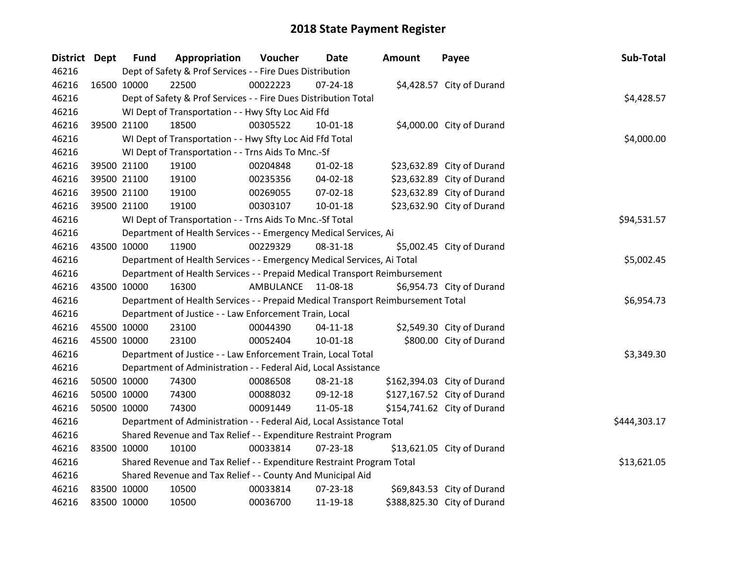# 2018 State Payment Register

| District | Dept | Fund | Appropriation | Voucher | Date | Amount | Payee | Sub-Total |
|---|---|---|---|---|---|---|---|---|
| 46216 | | Dept of Safety & Prof Services - - Fire Dues Distribution | | | | | | |
| 46216 | 16500 | 10000 | 22500 | 00022223 | 07-24-18 | $4,428.57 | City of Durand | |
| 46216 | | Dept of Safety & Prof Services - - Fire Dues Distribution Total | | | | | | $4,428.57 |
| 46216 | | WI Dept of Transportation - - Hwy Sfty Loc Aid Ffd | | | | | | |
| 46216 | 39500 | 21100 | 18500 | 00305522 | 10-01-18 | $4,000.00 | City of Durand | |
| 46216 | | WI Dept of Transportation - - Hwy Sfty Loc Aid Ffd Total | | | | | | $4,000.00 |
| 46216 | | WI Dept of Transportation - - Trns Aids To Mnc.-Sf | | | | | | |
| 46216 | 39500 | 21100 | 19100 | 00204848 | 01-02-18 | $23,632.89 | City of Durand | |
| 46216 | 39500 | 21100 | 19100 | 00235356 | 04-02-18 | $23,632.89 | City of Durand | |
| 46216 | 39500 | 21100 | 19100 | 00269055 | 07-02-18 | $23,632.89 | City of Durand | |
| 46216 | 39500 | 21100 | 19100 | 00303107 | 10-01-18 | $23,632.90 | City of Durand | |
| 46216 | | WI Dept of Transportation - - Trns Aids To Mnc.-Sf Total | | | | | | $94,531.57 |
| 46216 | | Department of Health Services - - Emergency Medical Services, Ai | | | | | | |
| 46216 | 43500 | 10000 | 11900 | 00229329 | 08-31-18 | $5,002.45 | City of Durand | |
| 46216 | | Department of Health Services - - Emergency Medical Services, Ai Total | | | | | | $5,002.45 |
| 46216 | | Department of Health Services - - Prepaid Medical Transport Reimbursement | | | | | | |
| 46216 | 43500 | 10000 | 16300 | AMBULANCE | 11-08-18 | $6,954.73 | City of Durand | |
| 46216 | | Department of Health Services - - Prepaid Medical Transport Reimbursement Total | | | | | | $6,954.73 |
| 46216 | | Department of Justice - - Law Enforcement Train, Local | | | | | | |
| 46216 | 45500 | 10000 | 23100 | 00044390 | 04-11-18 | $2,549.30 | City of Durand | |
| 46216 | 45500 | 10000 | 23100 | 00052404 | 10-01-18 | $800.00 | City of Durand | |
| 46216 | | Department of Justice - - Law Enforcement Train, Local Total | | | | | | $3,349.30 |
| 46216 | | Department of Administration - - Federal Aid, Local Assistance | | | | | | |
| 46216 | 50500 | 10000 | 74300 | 00086508 | 08-21-18 | $162,394.03 | City of Durand | |
| 46216 | 50500 | 10000 | 74300 | 00088032 | 09-12-18 | $127,167.52 | City of Durand | |
| 46216 | 50500 | 10000 | 74300 | 00091449 | 11-05-18 | $154,741.62 | City of Durand | |
| 46216 | | Department of Administration - - Federal Aid, Local Assistance Total | | | | | | $444,303.17 |
| 46216 | | Shared Revenue and Tax Relief - - Expenditure Restraint Program | | | | | | |
| 46216 | 83500 | 10000 | 10100 | 00033814 | 07-23-18 | $13,621.05 | City of Durand | |
| 46216 | | Shared Revenue and Tax Relief - - Expenditure Restraint Program Total | | | | | | $13,621.05 |
| 46216 | | Shared Revenue and Tax Relief - - County And Municipal Aid | | | | | | |
| 46216 | 83500 | 10000 | 10500 | 00033814 | 07-23-18 | $69,843.53 | City of Durand | |
| 46216 | 83500 | 10000 | 10500 | 00036700 | 11-19-18 | $388,825.30 | City of Durand | |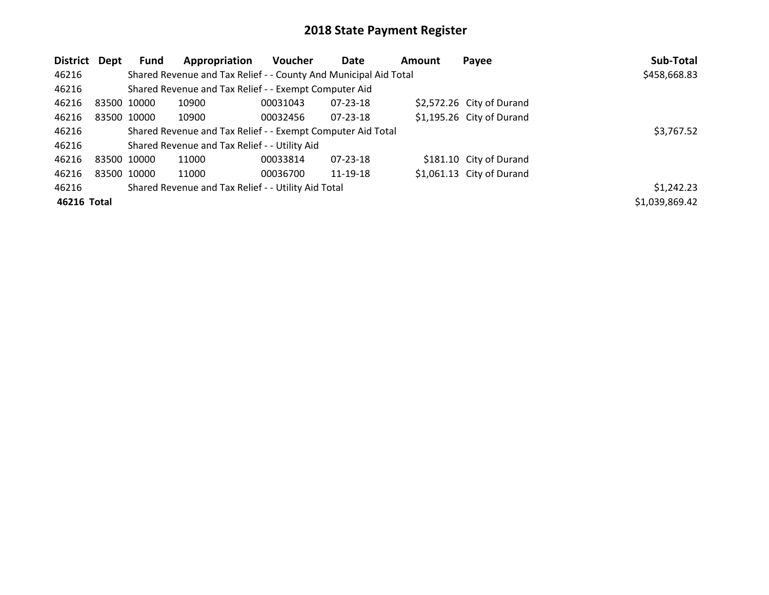# 2018 State Payment Register

| District | Dept | Fund | Appropriation | Voucher | Date | Amount | Payee | Sub-Total |
|---|---|---|---|---|---|---|---|---|
| 46216 | | Shared Revenue and Tax Relief - - County And Municipal Aid Total | | | | | | $458,668.83 |
| 46216 | | Shared Revenue and Tax Relief - - Exempt Computer Aid | | | | | | |
| 46216 | 83500 | 10000 | 10900 | 00031043 | 07-23-18 | $2,572.26 | City of Durand | |
| 46216 | 83500 | 10000 | 10900 | 00032456 | 07-23-18 | $1,195.26 | City of Durand | |
| 46216 | | Shared Revenue and Tax Relief - - Exempt Computer Aid Total | | | | | | $3,767.52 |
| 46216 | | Shared Revenue and Tax Relief - - Utility Aid | | | | | | |
| 46216 | 83500 | 10000 | 11000 | 00033814 | 07-23-18 | $181.10 | City of Durand | |
| 46216 | 83500 | 10000 | 11000 | 00036700 | 11-19-18 | $1,061.13 | City of Durand | |
| 46216 | | Shared Revenue and Tax Relief - - Utility Aid Total | | | | | | $1,242.23 |
| **46216** | **Total** | | | | | | | $1,039,869.42 |